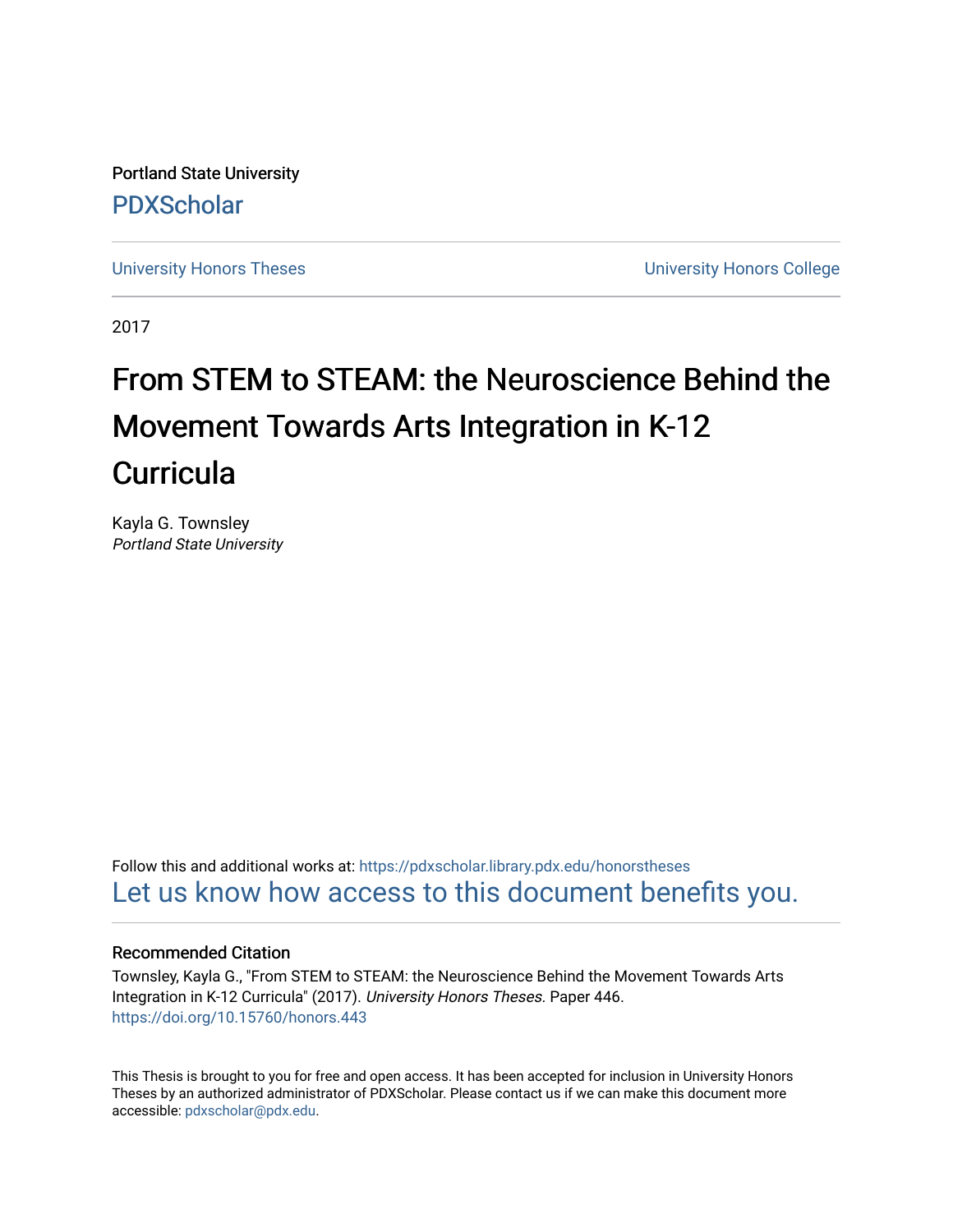Portland State University

PDXScholar

University Honors Theses | University Honors College

2017

# From STEM to STEAM: the Neuroscience Behind the Movement Towards Arts Integration in K-12 Curricula

Kayla G. Townsley
*Portland State University*

Follow this and additional works at: https://pdxscholar.library.pdx.edu/honorstheses

Let us know how access to this document benefits you.

### Recommended Citation

Townsley, Kayla G., "From STEM to STEAM: the Neuroscience Behind the Movement Towards Arts Integration in K-12 Curricula" (2017). *University Honors Theses.* Paper 446.
https://doi.org/10.15760/honors.443

This Thesis is brought to you for free and open access. It has been accepted for inclusion in University Honors Theses by an authorized administrator of PDXScholar. Please contact us if we can make this document more accessible: pdxscholar@pdx.edu.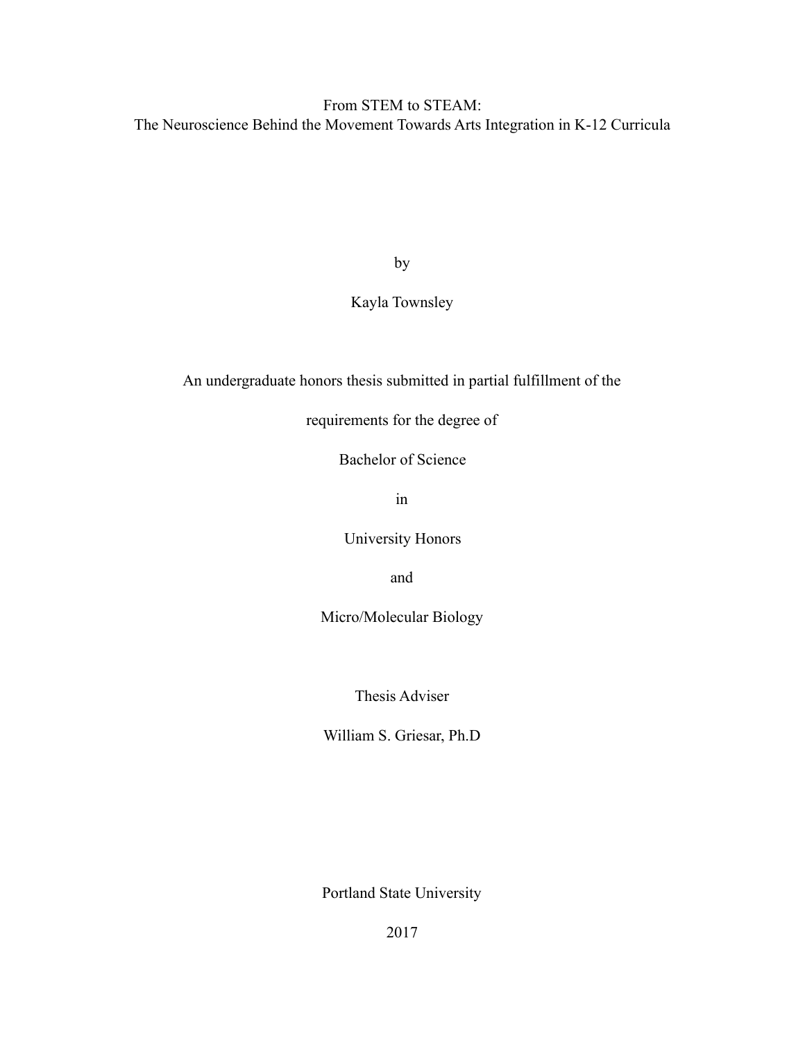# From STEM to STEAM:
## The Neuroscience Behind the Movement Towards Arts Integration in K-12 Curricula

by

Kayla Townsley

An undergraduate honors thesis submitted in partial fulfillment of the

requirements for the degree of

Bachelor of Science

in

University Honors

and

Micro/Molecular Biology

Thesis Adviser

William S. Griesar, Ph.D

Portland State University

2017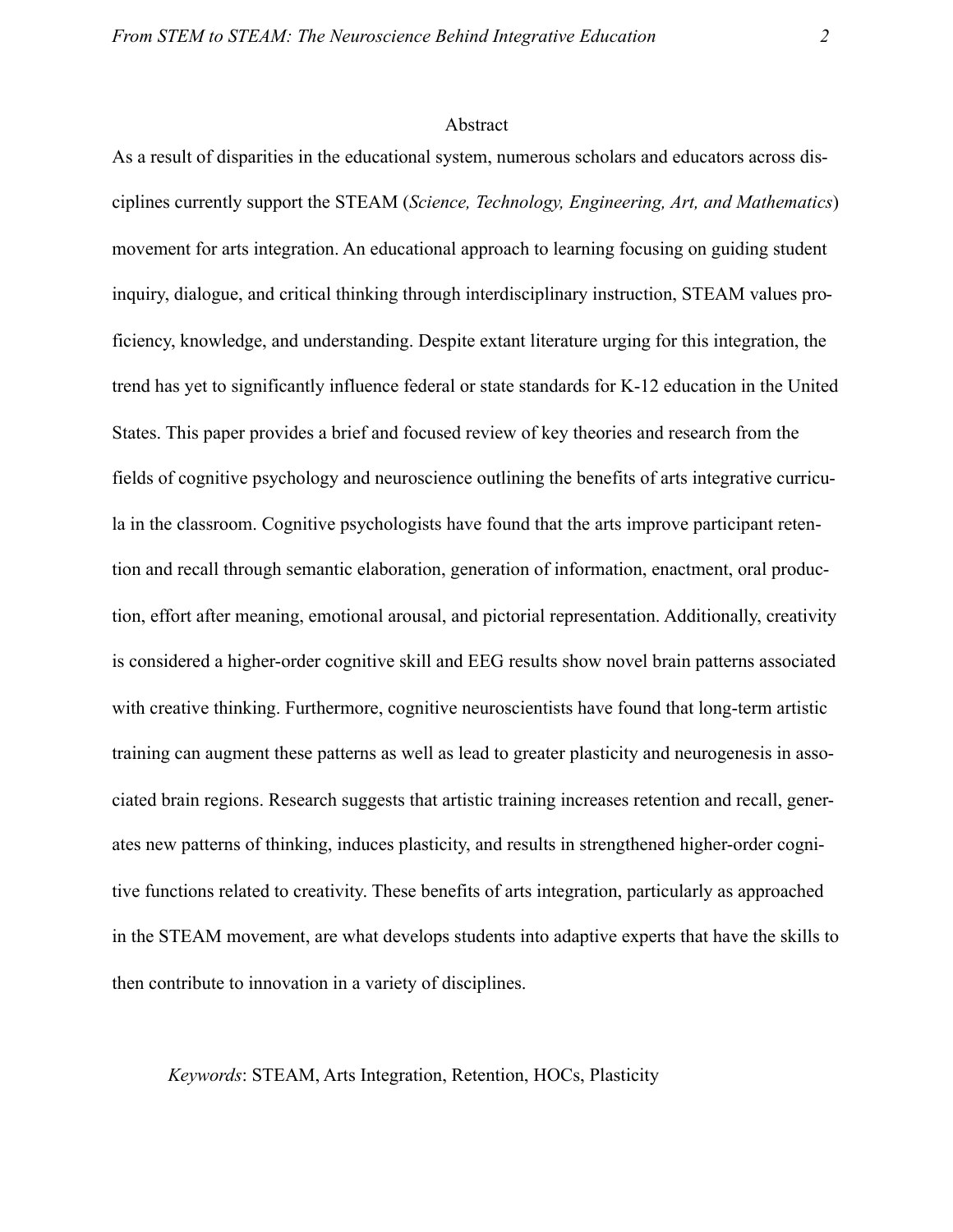## Abstract

As a result of disparities in the educational system, numerous scholars and educators across disciplines currently support the STEAM (*Science, Technology, Engineering, Art, and Mathematics*) movement for arts integration. An educational approach to learning focusing on guiding student inquiry, dialogue, and critical thinking through interdisciplinary instruction, STEAM values proficiency, knowledge, and understanding. Despite extant literature urging for this integration, the trend has yet to significantly influence federal or state standards for K-12 education in the United States. This paper provides a brief and focused review of key theories and research from the fields of cognitive psychology and neuroscience outlining the benefits of arts integrative curricula in the classroom. Cognitive psychologists have found that the arts improve participant retention and recall through semantic elaboration, generation of information, enactment, oral production, effort after meaning, emotional arousal, and pictorial representation. Additionally, creativity is considered a higher-order cognitive skill and EEG results show novel brain patterns associated with creative thinking. Furthermore, cognitive neuroscientists have found that long-term artistic training can augment these patterns as well as lead to greater plasticity and neurogenesis in associated brain regions. Research suggests that artistic training increases retention and recall, generates new patterns of thinking, induces plasticity, and results in strengthened higher-order cognitive functions related to creativity. These benefits of arts integration, particularly as approached in the STEAM movement, are what develops students into adaptive experts that have the skills to then contribute to innovation in a variety of disciplines.

*Keywords*: STEAM, Arts Integration, Retention, HOCs, Plasticity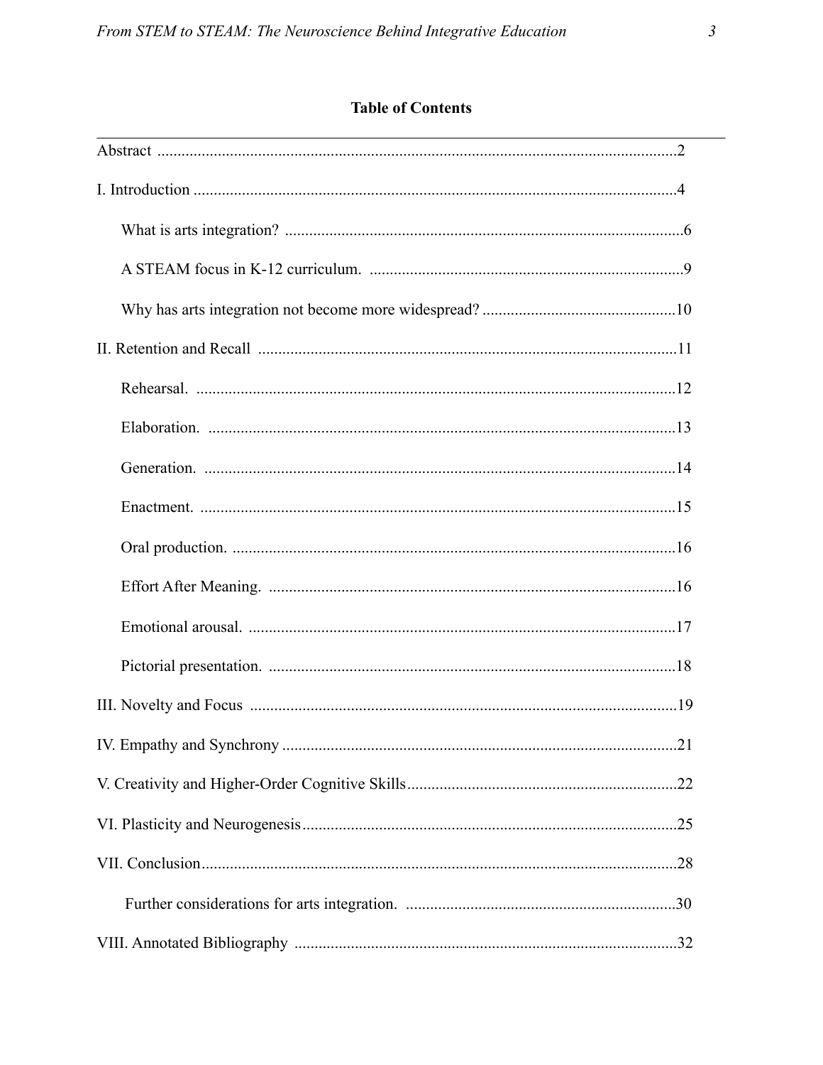## Table of Contents

Abstract ....................................................................................................................2

I. Introduction ...........................................................................................................4

What is arts integration? ..................................................................................6

A STEAM focus in K-12 curriculum. ..............................................................9

Why has arts integration not become more widespread? ...............................10

II. Retention and Recall .........................................................................................11

Rehearsal. .......................................................................................................12

Elaboration. ....................................................................................................13

Generation. .....................................................................................................14

Enactment. ......................................................................................................15

Oral production. ..............................................................................................16

Effort After Meaning. .....................................................................................16

Emotional arousal. ..........................................................................................17

Pictorial presentation. .....................................................................................18

III. Novelty and Focus ..........................................................................................19

IV. Empathy and Synchrony ..................................................................................21

V. Creativity and Higher-Order Cognitive Skills...................................................22

VI. Plasticity and Neurogenesis.............................................................................25

VII. Conclusion......................................................................................................28

Further considerations for arts integration. ...................................................30

VIII. Annotated Bibliography ...............................................................................32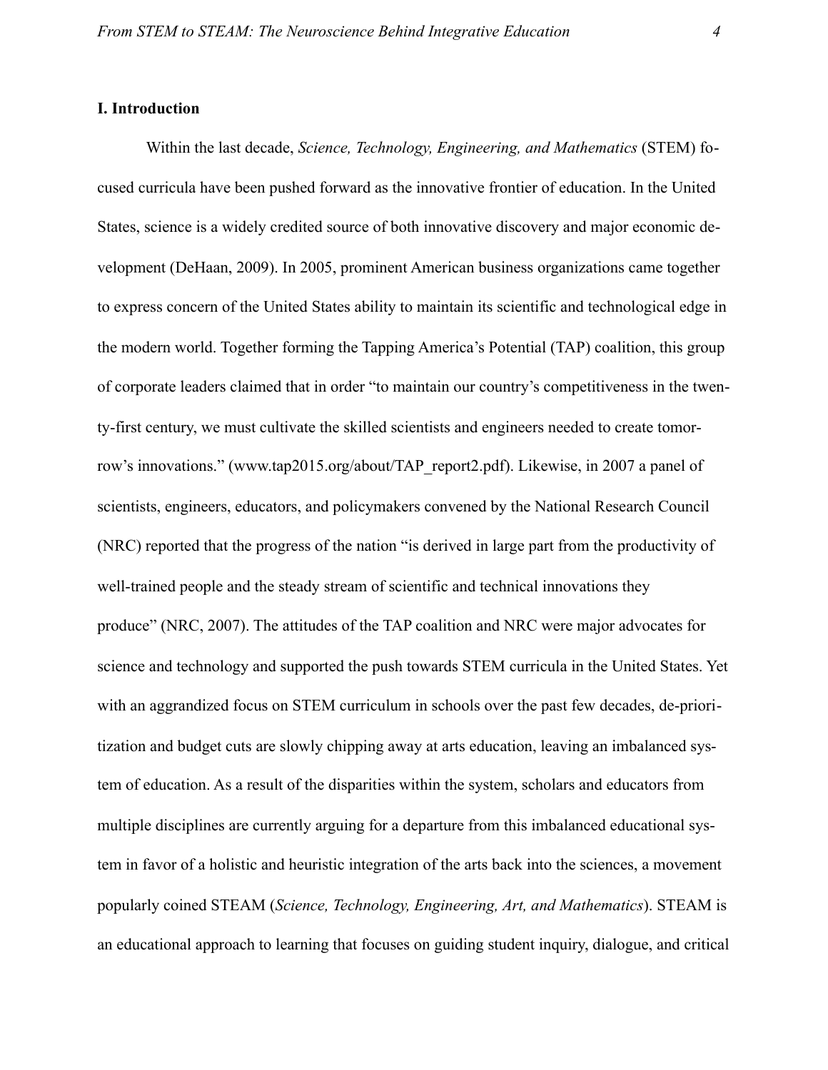## I. Introduction

Within the last decade, *Science, Technology, Engineering, and Mathematics* (STEM) focused curricula have been pushed forward as the innovative frontier of education. In the United States, science is a widely credited source of both innovative discovery and major economic development (DeHaan, 2009). In 2005, prominent American business organizations came together to express concern of the United States ability to maintain its scientific and technological edge in the modern world. Together forming the Tapping America's Potential (TAP) coalition, this group of corporate leaders claimed that in order "to maintain our country's competitiveness in the twenty-first century, we must cultivate the skilled scientists and engineers needed to create tomorrow's innovations." (www.tap2015.org/about/TAP_report2.pdf). Likewise, in 2007 a panel of scientists, engineers, educators, and policymakers convened by the National Research Council (NRC) reported that the progress of the nation "is derived in large part from the productivity of well-trained people and the steady stream of scientific and technical innovations they produce" (NRC, 2007). The attitudes of the TAP coalition and NRC were major advocates for science and technology and supported the push towards STEM curricula in the United States. Yet with an aggrandized focus on STEM curriculum in schools over the past few decades, de-prioritization and budget cuts are slowly chipping away at arts education, leaving an imbalanced system of education. As a result of the disparities within the system, scholars and educators from multiple disciplines are currently arguing for a departure from this imbalanced educational system in favor of a holistic and heuristic integration of the arts back into the sciences, a movement popularly coined STEAM (*Science, Technology, Engineering, Art, and Mathematics*). STEAM is an educational approach to learning that focuses on guiding student inquiry, dialogue, and critical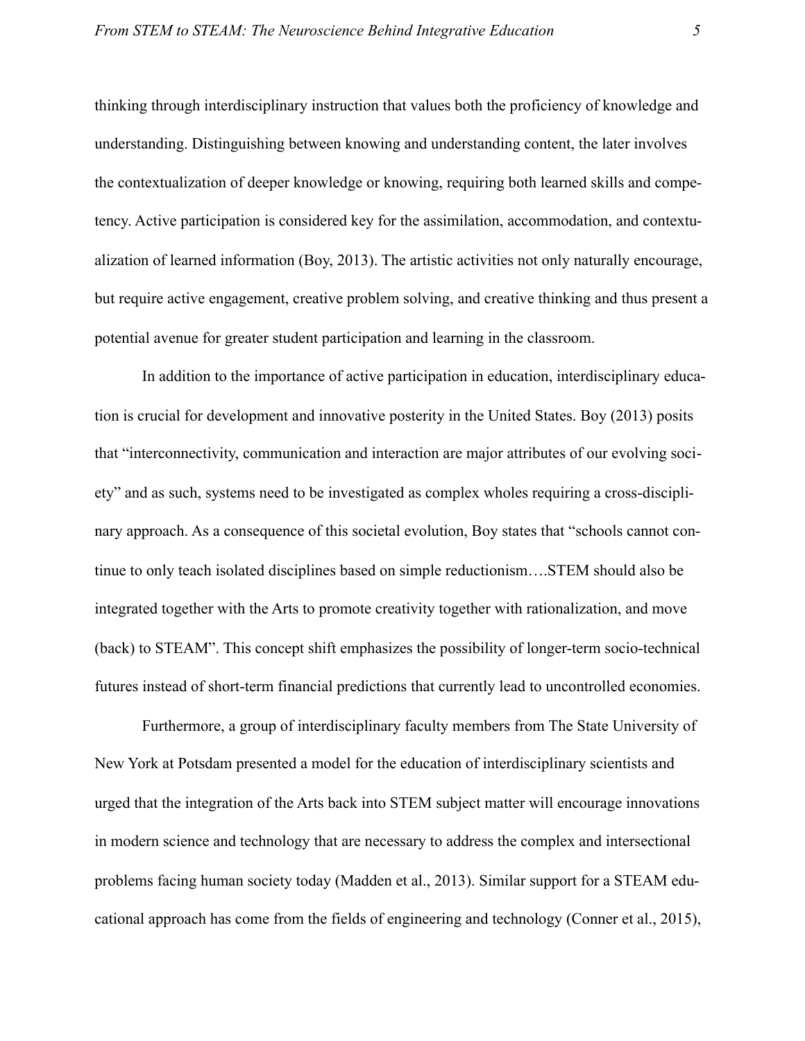thinking through interdisciplinary instruction that values both the proficiency of knowledge and understanding. Distinguishing between knowing and understanding content, the later involves the contextualization of deeper knowledge or knowing, requiring both learned skills and competency. Active participation is considered key for the assimilation, accommodation, and contextualization of learned information (Boy, 2013). The artistic activities not only naturally encourage, but require active engagement, creative problem solving, and creative thinking and thus present a potential avenue for greater student participation and learning in the classroom.

In addition to the importance of active participation in education, interdisciplinary education is crucial for development and innovative posterity in the United States. Boy (2013) posits that "interconnectivity, communication and interaction are major attributes of our evolving society" and as such, systems need to be investigated as complex wholes requiring a cross-disciplinary approach. As a consequence of this societal evolution, Boy states that "schools cannot continue to only teach isolated disciplines based on simple reductionism….STEM should also be integrated together with the Arts to promote creativity together with rationalization, and move (back) to STEAM". This concept shift emphasizes the possibility of longer-term socio-technical futures instead of short-term financial predictions that currently lead to uncontrolled economies.

Furthermore, a group of interdisciplinary faculty members from The State University of New York at Potsdam presented a model for the education of interdisciplinary scientists and urged that the integration of the Arts back into STEM subject matter will encourage innovations in modern science and technology that are necessary to address the complex and intersectional problems facing human society today (Madden et al., 2013). Similar support for a STEAM educational approach has come from the fields of engineering and technology (Conner et al., 2015),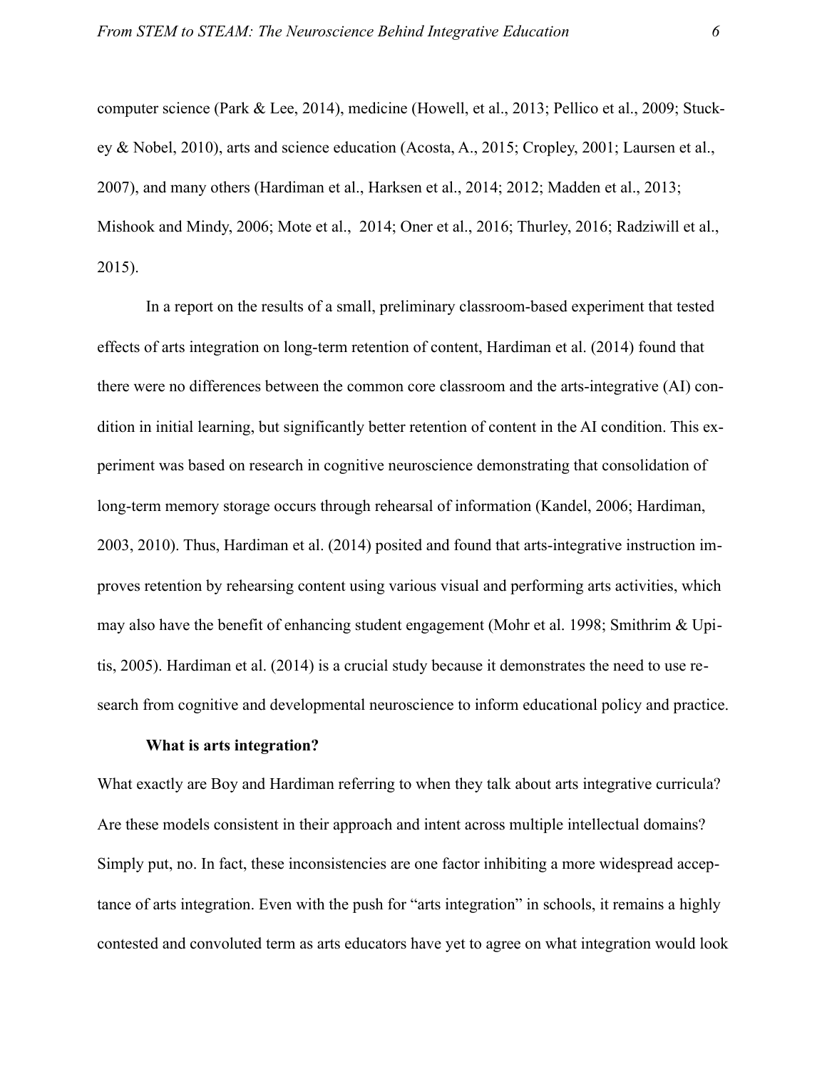computer science (Park & Lee, 2014), medicine (Howell, et al., 2013; Pellico et al., 2009; Stuckey & Nobel, 2010), arts and science education (Acosta, A., 2015; Cropley, 2001; Laursen et al., 2007), and many others (Hardiman et al., Harksen et al., 2014; 2012; Madden et al., 2013; Mishook and Mindy, 2006; Mote et al., 2014; Oner et al., 2016; Thurley, 2016; Radziwill et al., 2015).

In a report on the results of a small, preliminary classroom-based experiment that tested effects of arts integration on long-term retention of content, Hardiman et al. (2014) found that there were no differences between the common core classroom and the arts-integrative (AI) condition in initial learning, but significantly better retention of content in the AI condition. This experiment was based on research in cognitive neuroscience demonstrating that consolidation of long-term memory storage occurs through rehearsal of information (Kandel, 2006; Hardiman, 2003, 2010). Thus, Hardiman et al. (2014) posited and found that arts-integrative instruction improves retention by rehearsing content using various visual and performing arts activities, which may also have the benefit of enhancing student engagement (Mohr et al. 1998; Smithrim & Upitis, 2005). Hardiman et al. (2014) is a crucial study because it demonstrates the need to use research from cognitive and developmental neuroscience to inform educational policy and practice.

**What is arts integration?**

What exactly are Boy and Hardiman referring to when they talk about arts integrative curricula? Are these models consistent in their approach and intent across multiple intellectual domains? Simply put, no. In fact, these inconsistencies are one factor inhibiting a more widespread acceptance of arts integration. Even with the push for "arts integration" in schools, it remains a highly contested and convoluted term as arts educators have yet to agree on what integration would look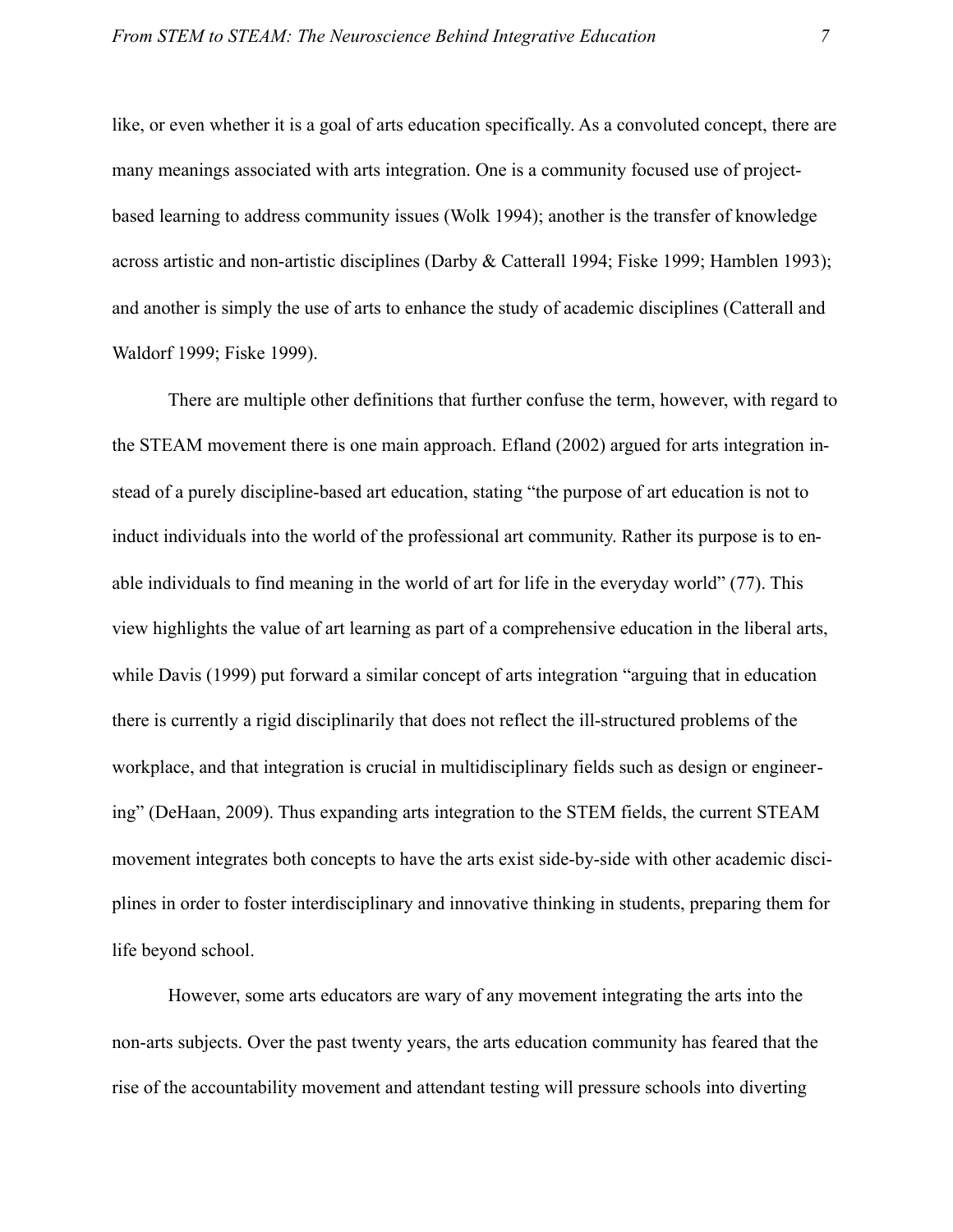like, or even whether it is a goal of arts education specifically. As a convoluted concept, there are many meanings associated with arts integration. One is a community focused use of project-based learning to address community issues (Wolk 1994); another is the transfer of knowledge across artistic and non-artistic disciplines (Darby & Catterall 1994; Fiske 1999; Hamblen 1993); and another is simply the use of arts to enhance the study of academic disciplines (Catterall and Waldorf 1999; Fiske 1999).

There are multiple other definitions that further confuse the term, however, with regard to the STEAM movement there is one main approach. Efland (2002) argued for arts integration instead of a purely discipline-based art education, stating "the purpose of art education is not to induct individuals into the world of the professional art community. Rather its purpose is to enable individuals to find meaning in the world of art for life in the everyday world" (77). This view highlights the value of art learning as part of a comprehensive education in the liberal arts, while Davis (1999) put forward a similar concept of arts integration "arguing that in education there is currently a rigid disciplinarily that does not reflect the ill-structured problems of the workplace, and that integration is crucial in multidisciplinary fields such as design or engineering" (DeHaan, 2009). Thus expanding arts integration to the STEM fields, the current STEAM movement integrates both concepts to have the arts exist side-by-side with other academic disciplines in order to foster interdisciplinary and innovative thinking in students, preparing them for life beyond school.

However, some arts educators are wary of any movement integrating the arts into the non-arts subjects. Over the past twenty years, the arts education community has feared that the rise of the accountability movement and attendant testing will pressure schools into diverting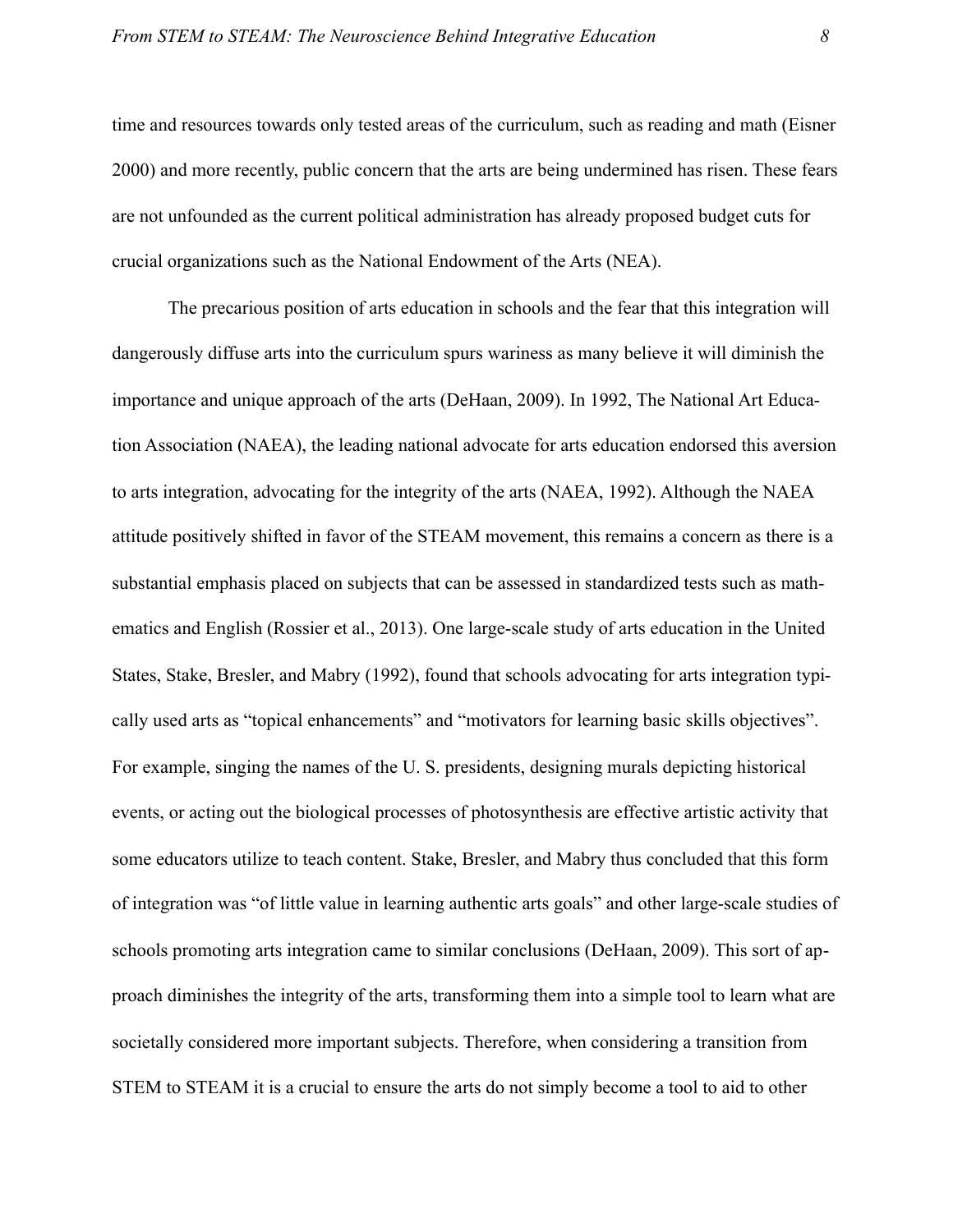time and resources towards only tested areas of the curriculum, such as reading and math (Eisner 2000) and more recently, public concern that the arts are being undermined has risen. These fears are not unfounded as the current political administration has already proposed budget cuts for crucial organizations such as the National Endowment of the Arts (NEA).

The precarious position of arts education in schools and the fear that this integration will dangerously diffuse arts into the curriculum spurs wariness as many believe it will diminish the importance and unique approach of the arts (DeHaan, 2009). In 1992, The National Art Education Association (NAEA), the leading national advocate for arts education endorsed this aversion to arts integration, advocating for the integrity of the arts (NAEA, 1992). Although the NAEA attitude positively shifted in favor of the STEAM movement, this remains a concern as there is a substantial emphasis placed on subjects that can be assessed in standardized tests such as mathematics and English (Rossier et al., 2013). One large-scale study of arts education in the United States, Stake, Bresler, and Mabry (1992), found that schools advocating for arts integration typically used arts as "topical enhancements" and "motivators for learning basic skills objectives". For example, singing the names of the U. S. presidents, designing murals depicting historical events, or acting out the biological processes of photosynthesis are effective artistic activity that some educators utilize to teach content. Stake, Bresler, and Mabry thus concluded that this form of integration was "of little value in learning authentic arts goals" and other large-scale studies of schools promoting arts integration came to similar conclusions (DeHaan, 2009). This sort of approach diminishes the integrity of the arts, transforming them into a simple tool to learn what are societally considered more important subjects. Therefore, when considering a transition from STEM to STEAM it is a crucial to ensure the arts do not simply become a tool to aid to other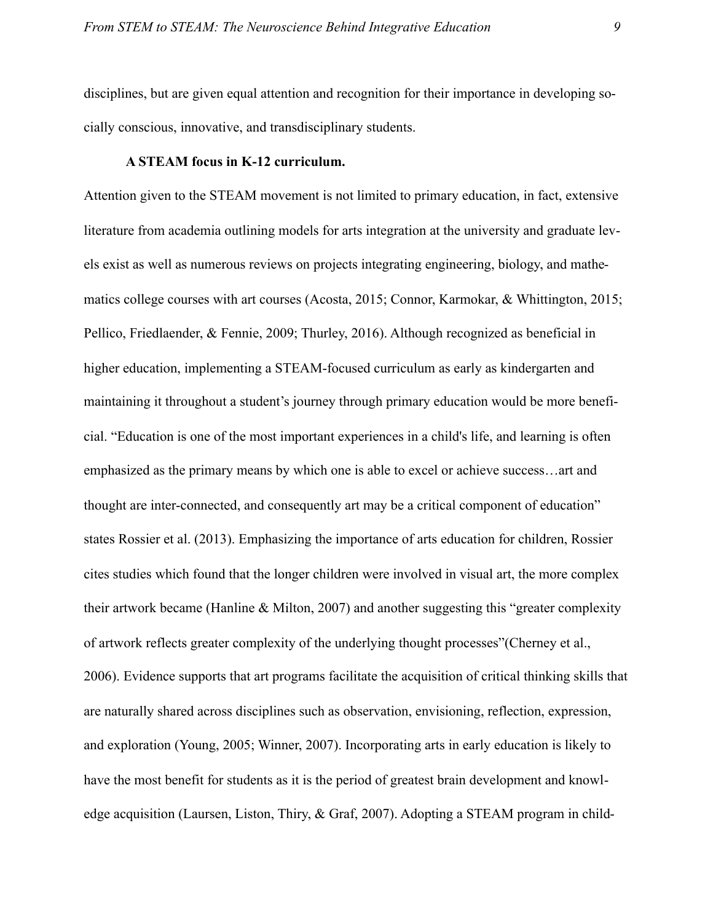disciplines, but are given equal attention and recognition for their importance in developing socially conscious, innovative, and transdisciplinary students.

**A STEAM focus in K-12 curriculum.**

Attention given to the STEAM movement is not limited to primary education, in fact, extensive literature from academia outlining models for arts integration at the university and graduate levels exist as well as numerous reviews on projects integrating engineering, biology, and mathematics college courses with art courses (Acosta, 2015; Connor, Karmokar, & Whittington, 2015; Pellico, Friedlaender, & Fennie, 2009; Thurley, 2016). Although recognized as beneficial in higher education, implementing a STEAM-focused curriculum as early as kindergarten and maintaining it throughout a student's journey through primary education would be more beneficial. "Education is one of the most important experiences in a child's life, and learning is often emphasized as the primary means by which one is able to excel or achieve success…art and thought are inter-connected, and consequently art may be a critical component of education" states Rossier et al. (2013). Emphasizing the importance of arts education for children, Rossier cites studies which found that the longer children were involved in visual art, the more complex their artwork became (Hanline & Milton, 2007) and another suggesting this "greater complexity of artwork reflects greater complexity of the underlying thought processes"(Cherney et al., 2006). Evidence supports that art programs facilitate the acquisition of critical thinking skills that are naturally shared across disciplines such as observation, envisioning, reflection, expression, and exploration (Young, 2005; Winner, 2007). Incorporating arts in early education is likely to have the most benefit for students as it is the period of greatest brain development and knowledge acquisition (Laursen, Liston, Thiry, & Graf, 2007). Adopting a STEAM program in child-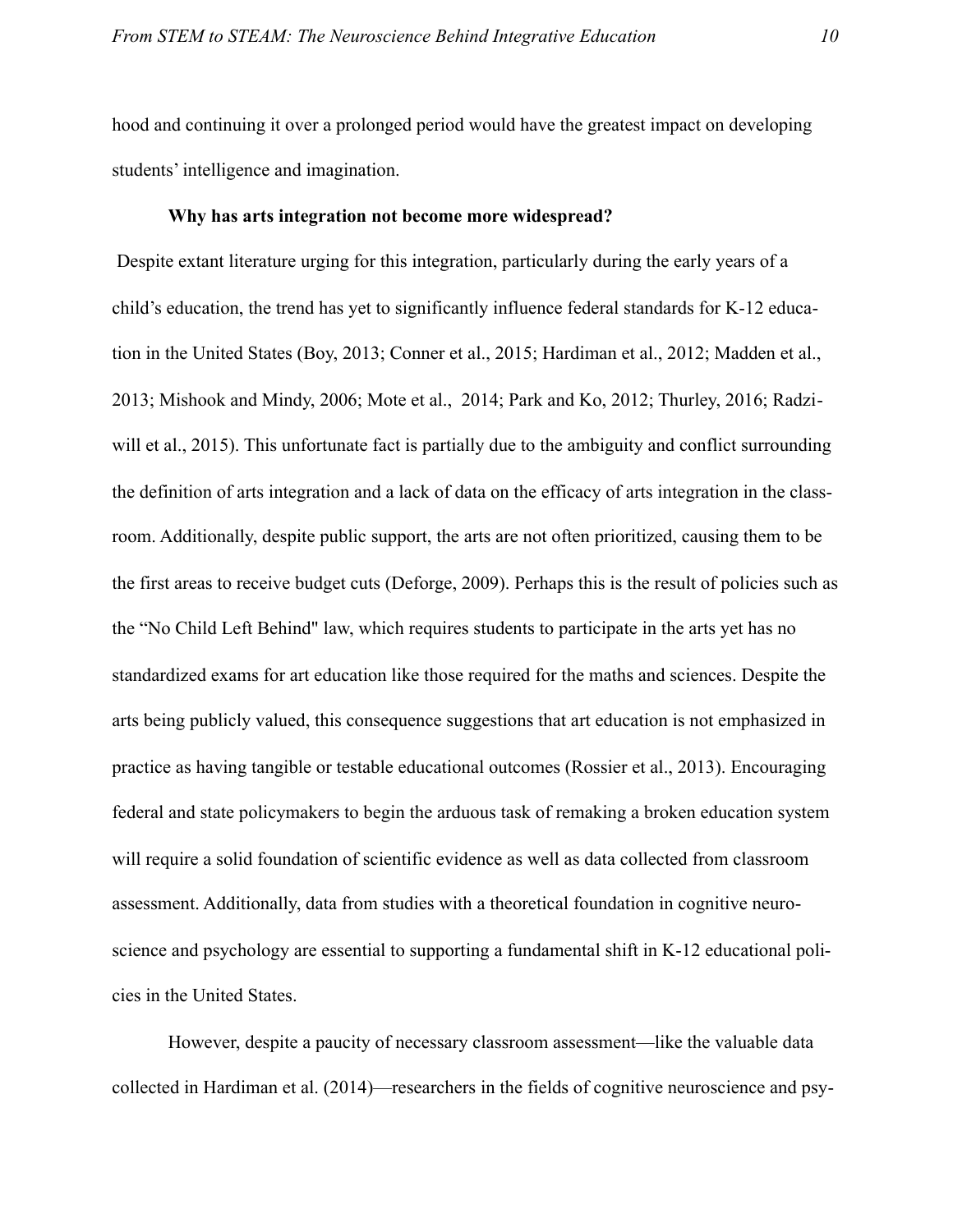hood and continuing it over a prolonged period would have the greatest impact on developing students' intelligence and imagination.

**Why has arts integration not become more widespread?**

Despite extant literature urging for this integration, particularly during the early years of a child's education, the trend has yet to significantly influence federal standards for K-12 education in the United States (Boy, 2013; Conner et al., 2015; Hardiman et al., 2012; Madden et al., 2013; Mishook and Mindy, 2006; Mote et al., 2014; Park and Ko, 2012; Thurley, 2016; Radziwill et al., 2015). This unfortunate fact is partially due to the ambiguity and conflict surrounding the definition of arts integration and a lack of data on the efficacy of arts integration in the classroom. Additionally, despite public support, the arts are not often prioritized, causing them to be the first areas to receive budget cuts (Deforge, 2009). Perhaps this is the result of policies such as the "No Child Left Behind" law, which requires students to participate in the arts yet has no standardized exams for art education like those required for the maths and sciences. Despite the arts being publicly valued, this consequence suggestions that art education is not emphasized in practice as having tangible or testable educational outcomes (Rossier et al., 2013). Encouraging federal and state policymakers to begin the arduous task of remaking a broken education system will require a solid foundation of scientific evidence as well as data collected from classroom assessment. Additionally, data from studies with a theoretical foundation in cognitive neuroscience and psychology are essential to supporting a fundamental shift in K-12 educational policies in the United States.

However, despite a paucity of necessary classroom assessment—like the valuable data collected in Hardiman et al. (2014)—researchers in the fields of cognitive neuroscience and psy-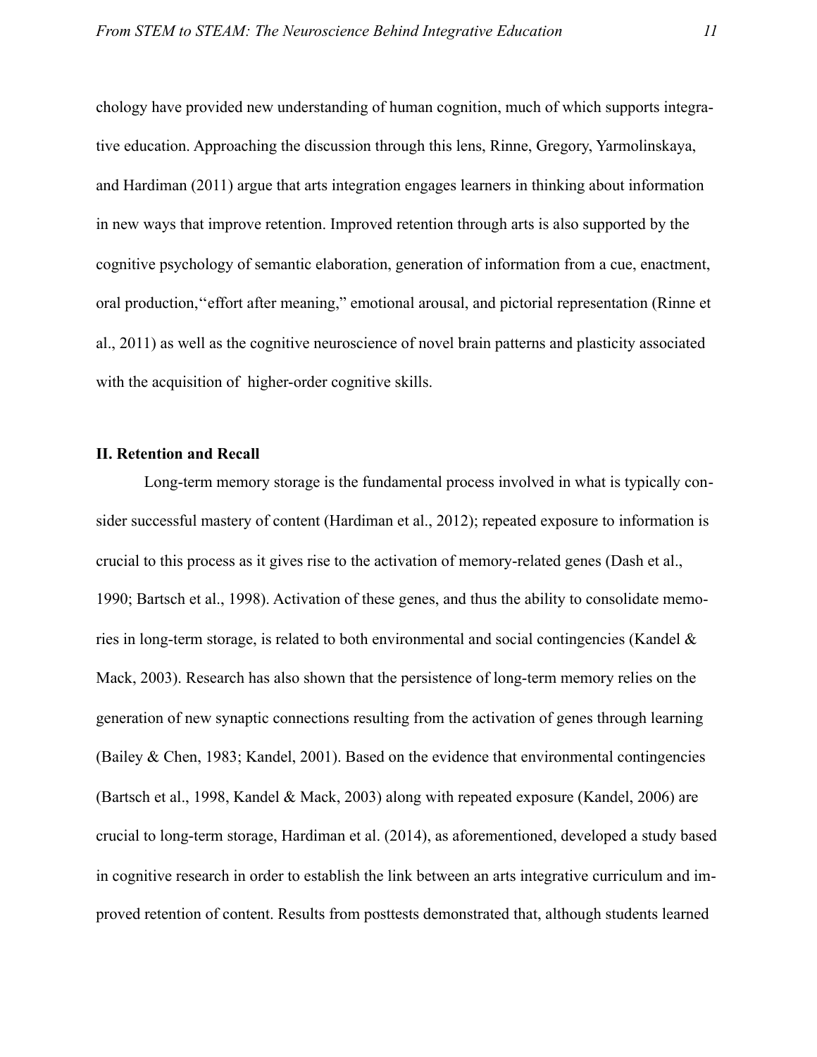chology have provided new understanding of human cognition, much of which supports integrative education. Approaching the discussion through this lens, Rinne, Gregory, Yarmolinskaya, and Hardiman (2011) argue that arts integration engages learners in thinking about information in new ways that improve retention. Improved retention through arts is also supported by the cognitive psychology of semantic elaboration, generation of information from a cue, enactment, oral production,"effort after meaning," emotional arousal, and pictorial representation (Rinne et al., 2011) as well as the cognitive neuroscience of novel brain patterns and plasticity associated with the acquisition of higher-order cognitive skills.

## II. Retention and Recall

Long-term memory storage is the fundamental process involved in what is typically consider successful mastery of content (Hardiman et al., 2012); repeated exposure to information is crucial to this process as it gives rise to the activation of memory-related genes (Dash et al., 1990; Bartsch et al., 1998). Activation of these genes, and thus the ability to consolidate memories in long-term storage, is related to both environmental and social contingencies (Kandel & Mack, 2003). Research has also shown that the persistence of long-term memory relies on the generation of new synaptic connections resulting from the activation of genes through learning (Bailey & Chen, 1983; Kandel, 2001). Based on the evidence that environmental contingencies (Bartsch et al., 1998, Kandel & Mack, 2003) along with repeated exposure (Kandel, 2006) are crucial to long-term storage, Hardiman et al. (2014), as aforementioned, developed a study based in cognitive research in order to establish the link between an arts integrative curriculum and improved retention of content. Results from posttests demonstrated that, although students learned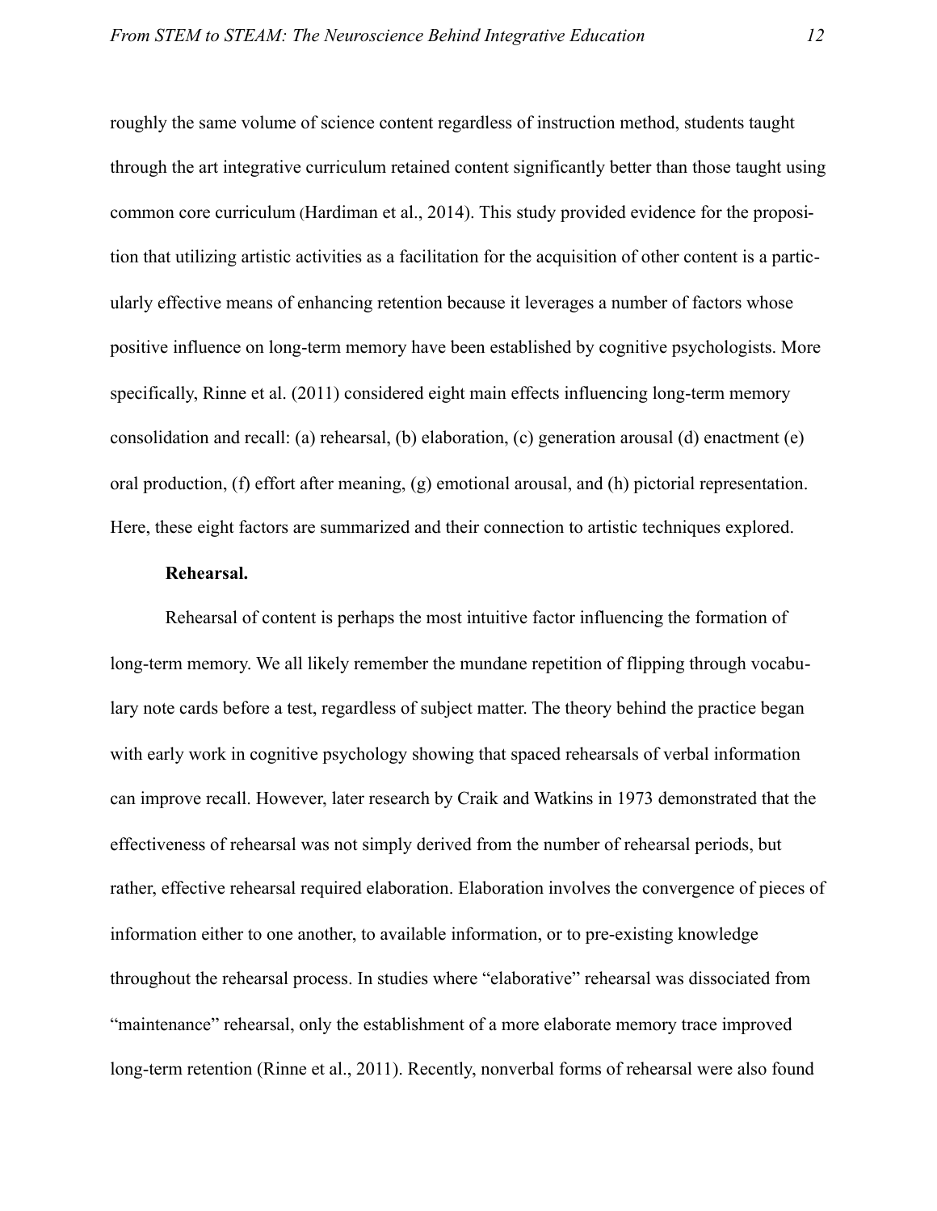roughly the same volume of science content regardless of instruction method, students taught through the art integrative curriculum retained content significantly better than those taught using common core curriculum (Hardiman et al., 2014). This study provided evidence for the proposition that utilizing artistic activities as a facilitation for the acquisition of other content is a particularly effective means of enhancing retention because it leverages a number of factors whose positive influence on long-term memory have been established by cognitive psychologists. More specifically, Rinne et al. (2011) considered eight main effects influencing long-term memory consolidation and recall: (a) rehearsal, (b) elaboration, (c) generation arousal (d) enactment (e) oral production, (f) effort after meaning, (g) emotional arousal, and (h) pictorial representation. Here, these eight factors are summarized and their connection to artistic techniques explored.

**Rehearsal.**

Rehearsal of content is perhaps the most intuitive factor influencing the formation of long-term memory. We all likely remember the mundane repetition of flipping through vocabulary note cards before a test, regardless of subject matter. The theory behind the practice began with early work in cognitive psychology showing that spaced rehearsals of verbal information can improve recall. However, later research by Craik and Watkins in 1973 demonstrated that the effectiveness of rehearsal was not simply derived from the number of rehearsal periods, but rather, effective rehearsal required elaboration. Elaboration involves the convergence of pieces of information either to one another, to available information, or to pre-existing knowledge throughout the rehearsal process. In studies where "elaborative" rehearsal was dissociated from "maintenance" rehearsal, only the establishment of a more elaborate memory trace improved long-term retention (Rinne et al., 2011). Recently, nonverbal forms of rehearsal were also found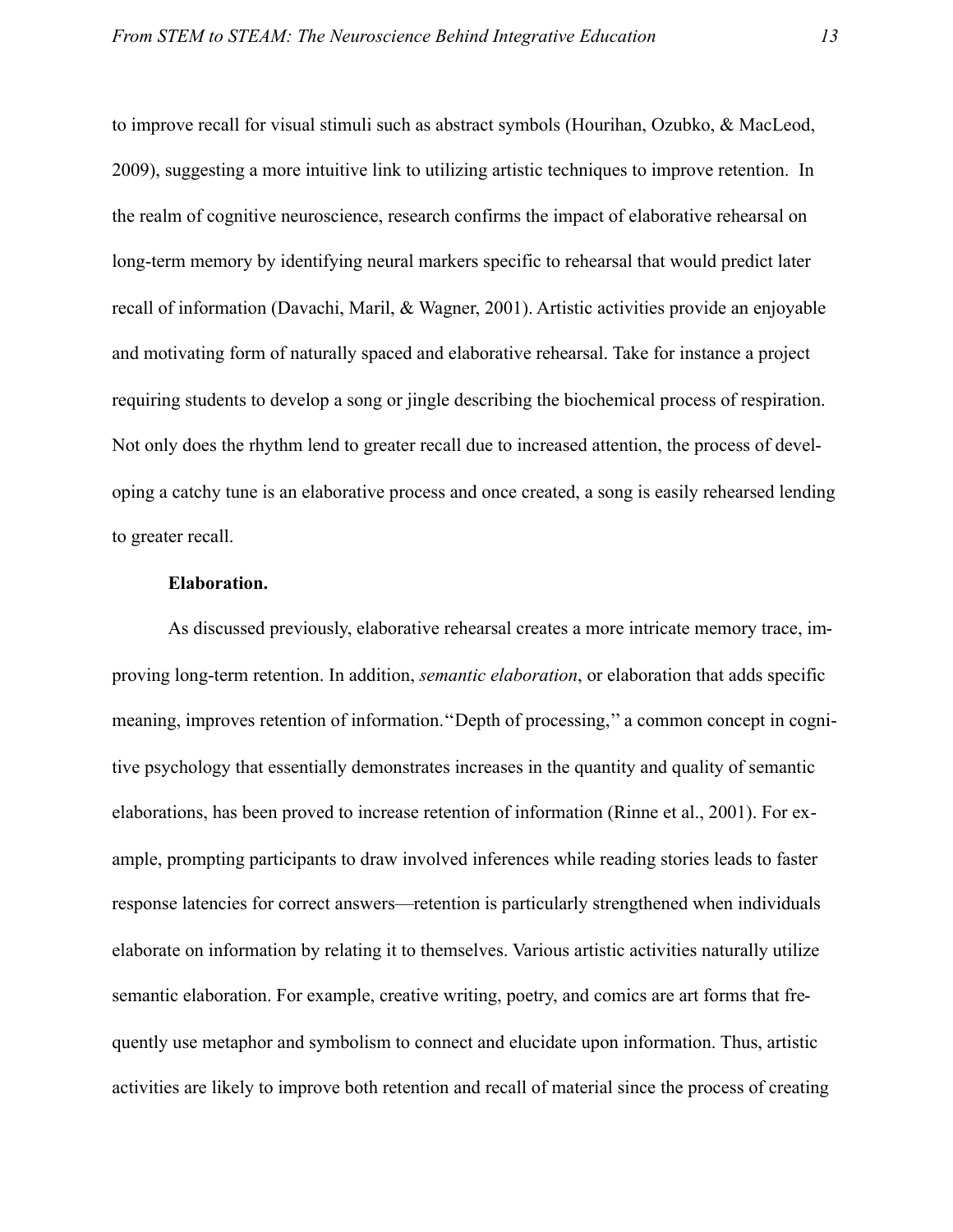to improve recall for visual stimuli such as abstract symbols (Hourihan, Ozubko, & MacLeod, 2009), suggesting a more intuitive link to utilizing artistic techniques to improve retention. In the realm of cognitive neuroscience, research confirms the impact of elaborative rehearsal on long-term memory by identifying neural markers specific to rehearsal that would predict later recall of information (Davachi, Maril, & Wagner, 2001). Artistic activities provide an enjoyable and motivating form of naturally spaced and elaborative rehearsal. Take for instance a project requiring students to develop a song or jingle describing the biochemical process of respiration. Not only does the rhythm lend to greater recall due to increased attention, the process of developing a catchy tune is an elaborative process and once created, a song is easily rehearsed lending to greater recall.

**Elaboration.**

As discussed previously, elaborative rehearsal creates a more intricate memory trace, improving long-term retention. In addition, *semantic elaboration*, or elaboration that adds specific meaning, improves retention of information.''Depth of processing,'' a common concept in cognitive psychology that essentially demonstrates increases in the quantity and quality of semantic elaborations, has been proved to increase retention of information (Rinne et al., 2001). For example, prompting participants to draw involved inferences while reading stories leads to faster response latencies for correct answers—retention is particularly strengthened when individuals elaborate on information by relating it to themselves. Various artistic activities naturally utilize semantic elaboration. For example, creative writing, poetry, and comics are art forms that frequently use metaphor and symbolism to connect and elucidate upon information. Thus, artistic activities are likely to improve both retention and recall of material since the process of creating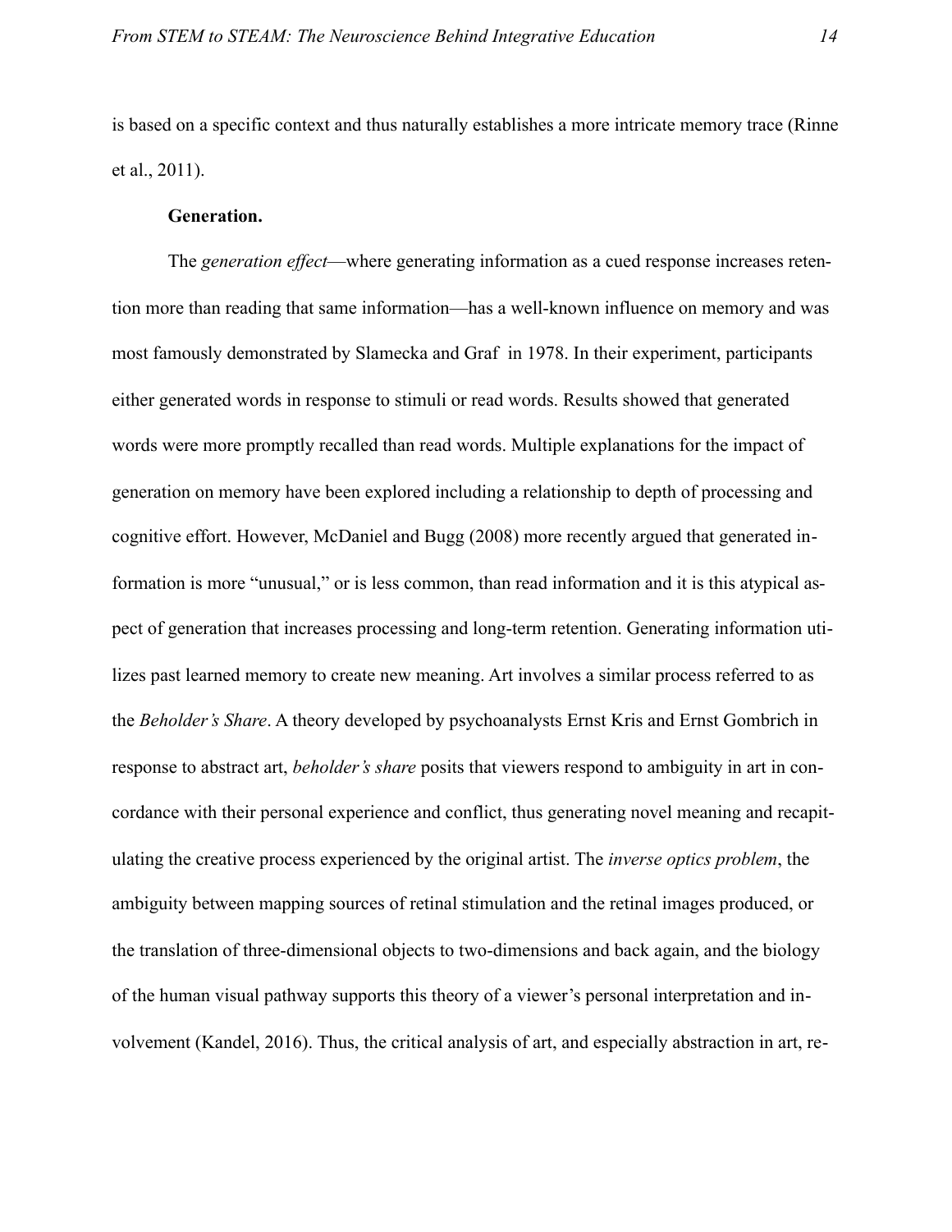is based on a specific context and thus naturally establishes a more intricate memory trace (Rinne et al., 2011).

**Generation.**

The *generation effect*—where generating information as a cued response increases retention more than reading that same information—has a well-known influence on memory and was most famously demonstrated by Slamecka and Graf in 1978. In their experiment, participants either generated words in response to stimuli or read words. Results showed that generated words were more promptly recalled than read words. Multiple explanations for the impact of generation on memory have been explored including a relationship to depth of processing and cognitive effort. However, McDaniel and Bugg (2008) more recently argued that generated information is more "unusual," or is less common, than read information and it is this atypical aspect of generation that increases processing and long-term retention. Generating information utilizes past learned memory to create new meaning. Art involves a similar process referred to as the *Beholder's Share*. A theory developed by psychoanalysts Ernst Kris and Ernst Gombrich in response to abstract art, *beholder's share* posits that viewers respond to ambiguity in art in concordance with their personal experience and conflict, thus generating novel meaning and recapitulating the creative process experienced by the original artist. The *inverse optics problem*, the ambiguity between mapping sources of retinal stimulation and the retinal images produced, or the translation of three-dimensional objects to two-dimensions and back again, and the biology of the human visual pathway supports this theory of a viewer's personal interpretation and involvement (Kandel, 2016). Thus, the critical analysis of art, and especially abstraction in art, re-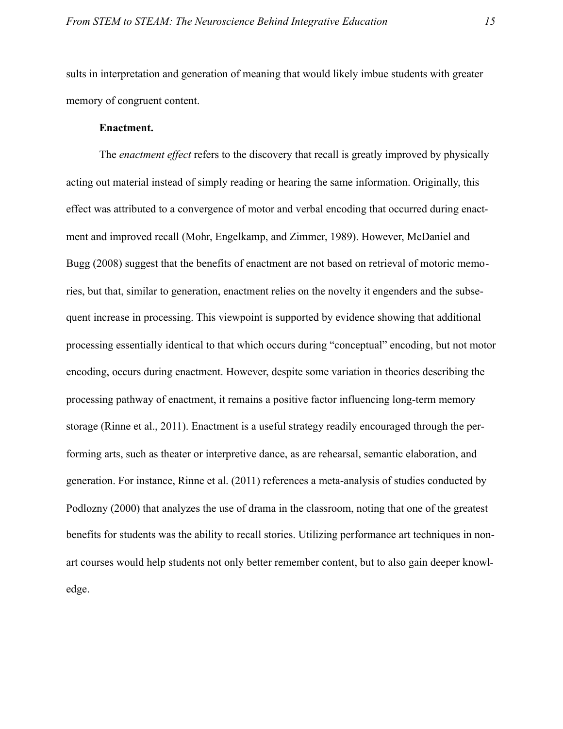sults in interpretation and generation of meaning that would likely imbue students with greater memory of congruent content.

### Enactment.

The *enactment effect* refers to the discovery that recall is greatly improved by physically acting out material instead of simply reading or hearing the same information. Originally, this effect was attributed to a convergence of motor and verbal encoding that occurred during enactment and improved recall (Mohr, Engelkamp, and Zimmer, 1989). However, McDaniel and Bugg (2008) suggest that the benefits of enactment are not based on retrieval of motoric memories, but that, similar to generation, enactment relies on the novelty it engenders and the subsequent increase in processing. This viewpoint is supported by evidence showing that additional processing essentially identical to that which occurs during "conceptual" encoding, but not motor encoding, occurs during enactment. However, despite some variation in theories describing the processing pathway of enactment, it remains a positive factor influencing long-term memory storage (Rinne et al., 2011). Enactment is a useful strategy readily encouraged through the performing arts, such as theater or interpretive dance, as are rehearsal, semantic elaboration, and generation. For instance, Rinne et al. (2011) references a meta-analysis of studies conducted by Podlozny (2000) that analyzes the use of drama in the classroom, noting that one of the greatest benefits for students was the ability to recall stories. Utilizing performance art techniques in non-art courses would help students not only better remember content, but to also gain deeper knowledge.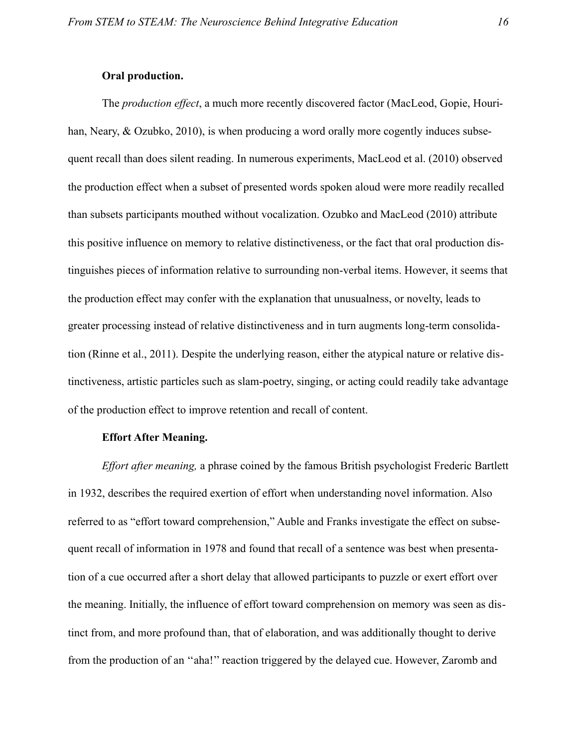**Oral production.**

The *production effect*, a much more recently discovered factor (MacLeod, Gopie, Hourihan, Neary, & Ozubko, 2010), is when producing a word orally more cogently induces subsequent recall than does silent reading. In numerous experiments, MacLeod et al. (2010) observed the production effect when a subset of presented words spoken aloud were more readily recalled than subsets participants mouthed without vocalization. Ozubko and MacLeod (2010) attribute this positive influence on memory to relative distinctiveness, or the fact that oral production distinguishes pieces of information relative to surrounding non-verbal items. However, it seems that the production effect may confer with the explanation that unusualness, or novelty, leads to greater processing instead of relative distinctiveness and in turn augments long-term consolidation (Rinne et al., 2011). Despite the underlying reason, either the atypical nature or relative distinctiveness, artistic particles such as slam-poetry, singing, or acting could readily take advantage of the production effect to improve retention and recall of content.

**Effort After Meaning.**

*Effort after meaning,* a phrase coined by the famous British psychologist Frederic Bartlett in 1932, describes the required exertion of effort when understanding novel information. Also referred to as "effort toward comprehension," Auble and Franks investigate the effect on subsequent recall of information in 1978 and found that recall of a sentence was best when presentation of a cue occurred after a short delay that allowed participants to puzzle or exert effort over the meaning. Initially, the influence of effort toward comprehension on memory was seen as distinct from, and more profound than, that of elaboration, and was additionally thought to derive from the production of an ''aha!'' reaction triggered by the delayed cue. However, Zaromb and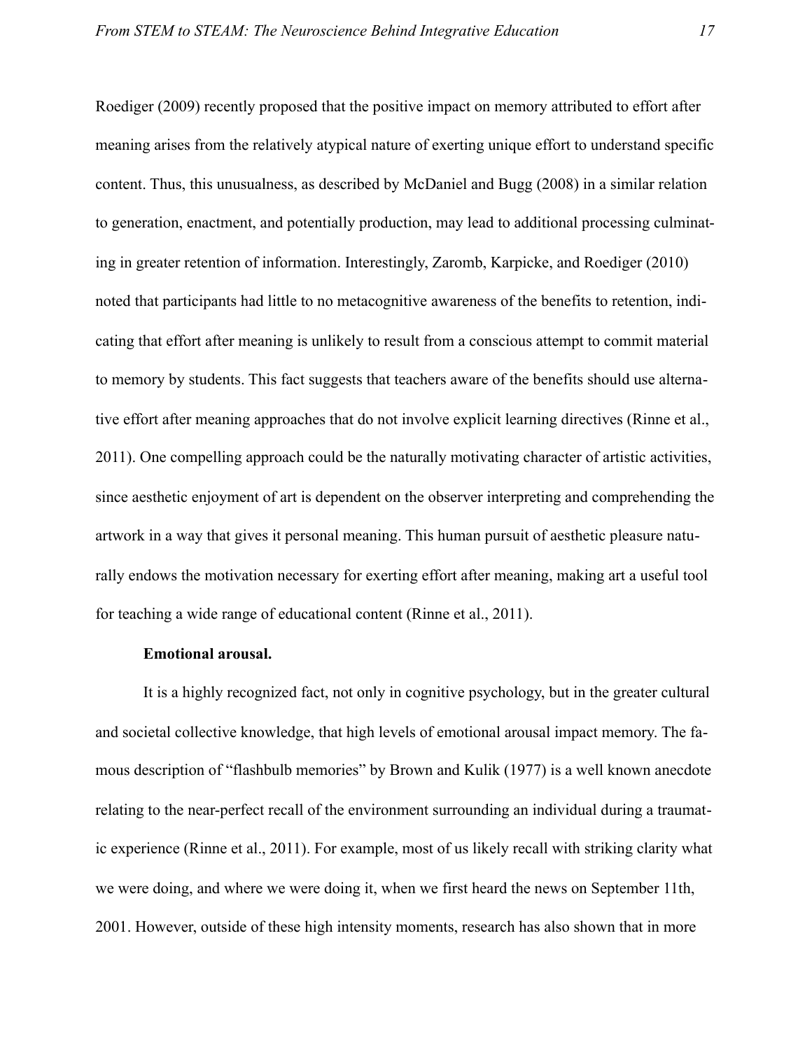Roediger (2009) recently proposed that the positive impact on memory attributed to effort after meaning arises from the relatively atypical nature of exerting unique effort to understand specific content. Thus, this unusualness, as described by McDaniel and Bugg (2008) in a similar relation to generation, enactment, and potentially production, may lead to additional processing culminating in greater retention of information. Interestingly, Zaromb, Karpicke, and Roediger (2010) noted that participants had little to no metacognitive awareness of the benefits to retention, indicating that effort after meaning is unlikely to result from a conscious attempt to commit material to memory by students. This fact suggests that teachers aware of the benefits should use alternative effort after meaning approaches that do not involve explicit learning directives (Rinne et al., 2011). One compelling approach could be the naturally motivating character of artistic activities, since aesthetic enjoyment of art is dependent on the observer interpreting and comprehending the artwork in a way that gives it personal meaning. This human pursuit of aesthetic pleasure naturally endows the motivation necessary for exerting effort after meaning, making art a useful tool for teaching a wide range of educational content (Rinne et al., 2011).

**Emotional arousal.**

It is a highly recognized fact, not only in cognitive psychology, but in the greater cultural and societal collective knowledge, that high levels of emotional arousal impact memory. The famous description of "flashbulb memories" by Brown and Kulik (1977) is a well known anecdote relating to the near-perfect recall of the environment surrounding an individual during a traumatic experience (Rinne et al., 2011). For example, most of us likely recall with striking clarity what we were doing, and where we were doing it, when we first heard the news on September 11th, 2001. However, outside of these high intensity moments, research has also shown that in more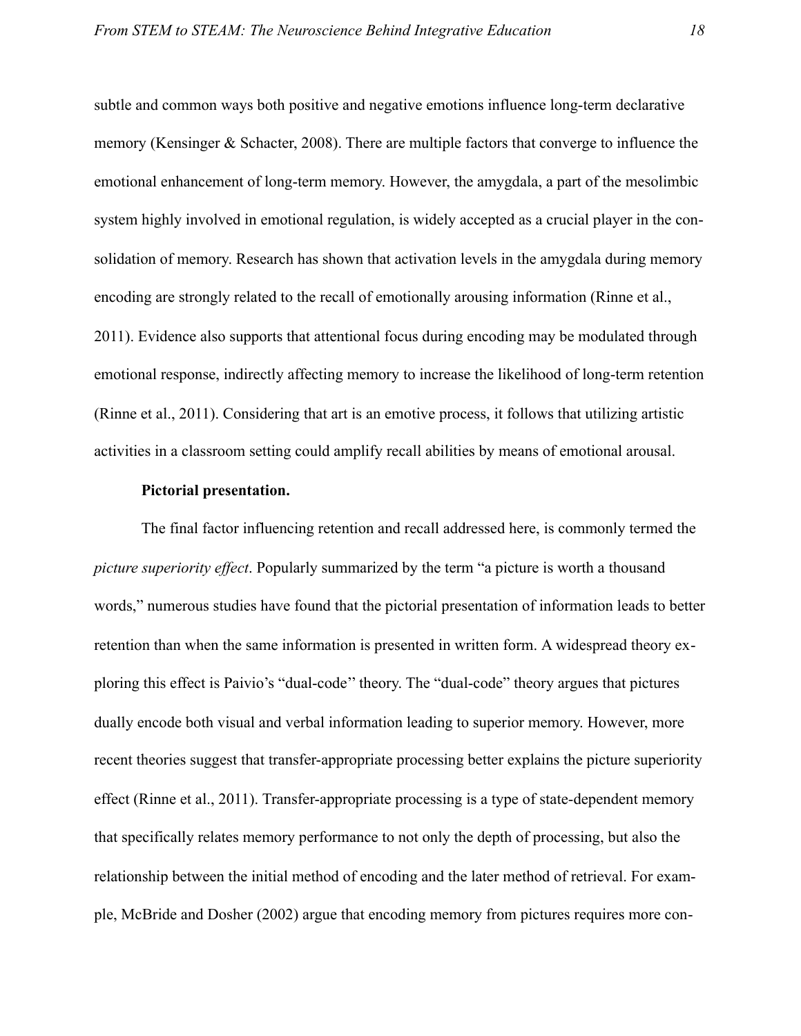subtle and common ways both positive and negative emotions influence long-term declarative memory (Kensinger & Schacter, 2008). There are multiple factors that converge to influence the emotional enhancement of long-term memory. However, the amygdala, a part of the mesolimbic system highly involved in emotional regulation, is widely accepted as a crucial player in the consolidation of memory. Research has shown that activation levels in the amygdala during memory encoding are strongly related to the recall of emotionally arousing information (Rinne et al., 2011). Evidence also supports that attentional focus during encoding may be modulated through emotional response, indirectly affecting memory to increase the likelihood of long-term retention (Rinne et al., 2011). Considering that art is an emotive process, it follows that utilizing artistic activities in a classroom setting could amplify recall abilities by means of emotional arousal.

**Pictorial presentation.**

The final factor influencing retention and recall addressed here, is commonly termed the *picture superiority effect*. Popularly summarized by the term "a picture is worth a thousand words," numerous studies have found that the pictorial presentation of information leads to better retention than when the same information is presented in written form. A widespread theory exploring this effect is Paivio's "dual-code'' theory. The "dual-code" theory argues that pictures dually encode both visual and verbal information leading to superior memory. However, more recent theories suggest that transfer-appropriate processing better explains the picture superiority effect (Rinne et al., 2011). Transfer-appropriate processing is a type of state-dependent memory that specifically relates memory performance to not only the depth of processing, but also the relationship between the initial method of encoding and the later method of retrieval. For example, McBride and Dosher (2002) argue that encoding memory from pictures requires more con-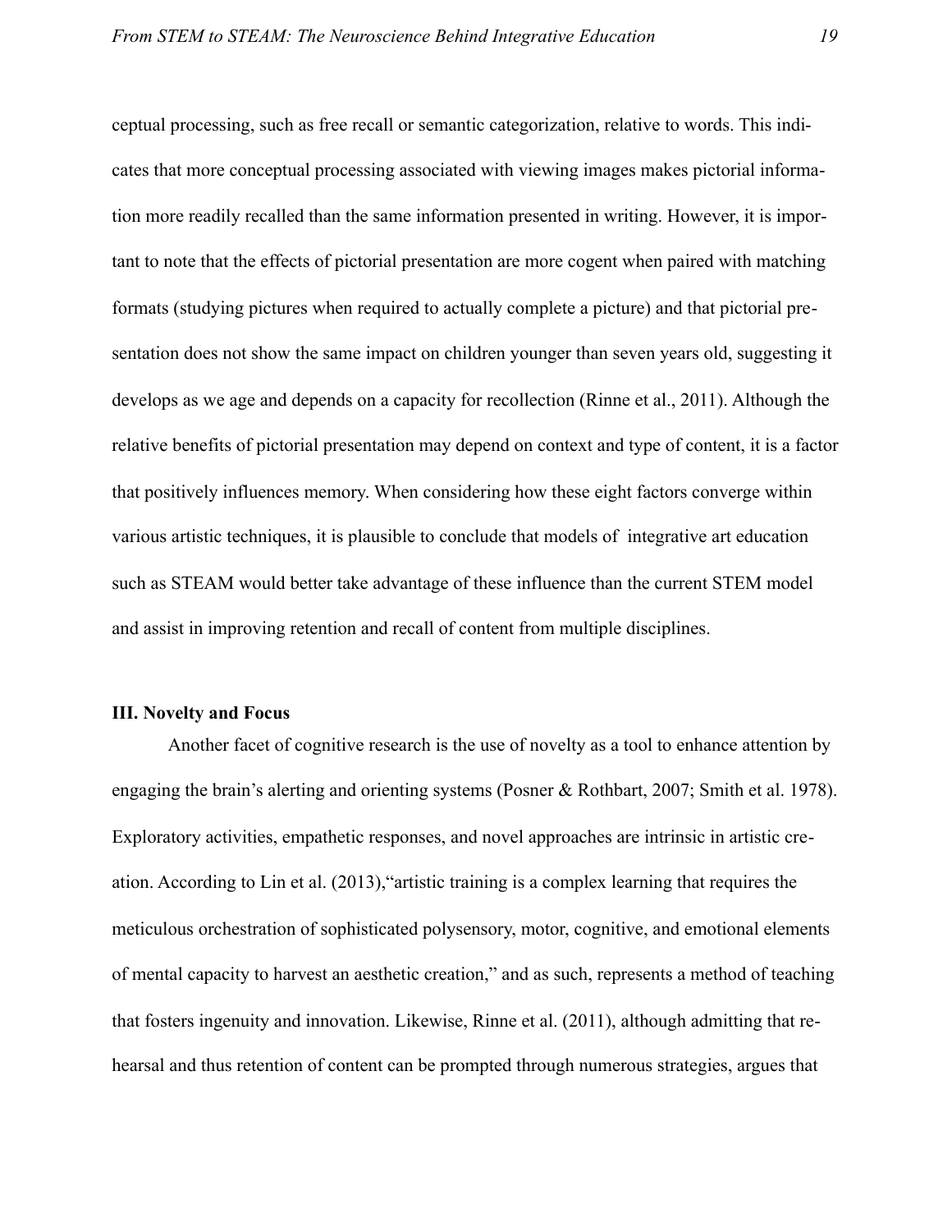ceptual processing, such as free recall or semantic categorization, relative to words. This indicates that more conceptual processing associated with viewing images makes pictorial information more readily recalled than the same information presented in writing. However, it is important to note that the effects of pictorial presentation are more cogent when paired with matching formats (studying pictures when required to actually complete a picture) and that pictorial presentation does not show the same impact on children younger than seven years old, suggesting it develops as we age and depends on a capacity for recollection (Rinne et al., 2011). Although the relative benefits of pictorial presentation may depend on context and type of content, it is a factor that positively influences memory. When considering how these eight factors converge within various artistic techniques, it is plausible to conclude that models of integrative art education such as STEAM would better take advantage of these influence than the current STEM model and assist in improving retention and recall of content from multiple disciplines.

### III. Novelty and Focus

Another facet of cognitive research is the use of novelty as a tool to enhance attention by engaging the brain's alerting and orienting systems (Posner & Rothbart, 2007; Smith et al. 1978). Exploratory activities, empathetic responses, and novel approaches are intrinsic in artistic creation. According to Lin et al. (2013),"artistic training is a complex learning that requires the meticulous orchestration of sophisticated polysensory, motor, cognitive, and emotional elements of mental capacity to harvest an aesthetic creation," and as such, represents a method of teaching that fosters ingenuity and innovation. Likewise, Rinne et al. (2011), although admitting that rehearsal and thus retention of content can be prompted through numerous strategies, argues that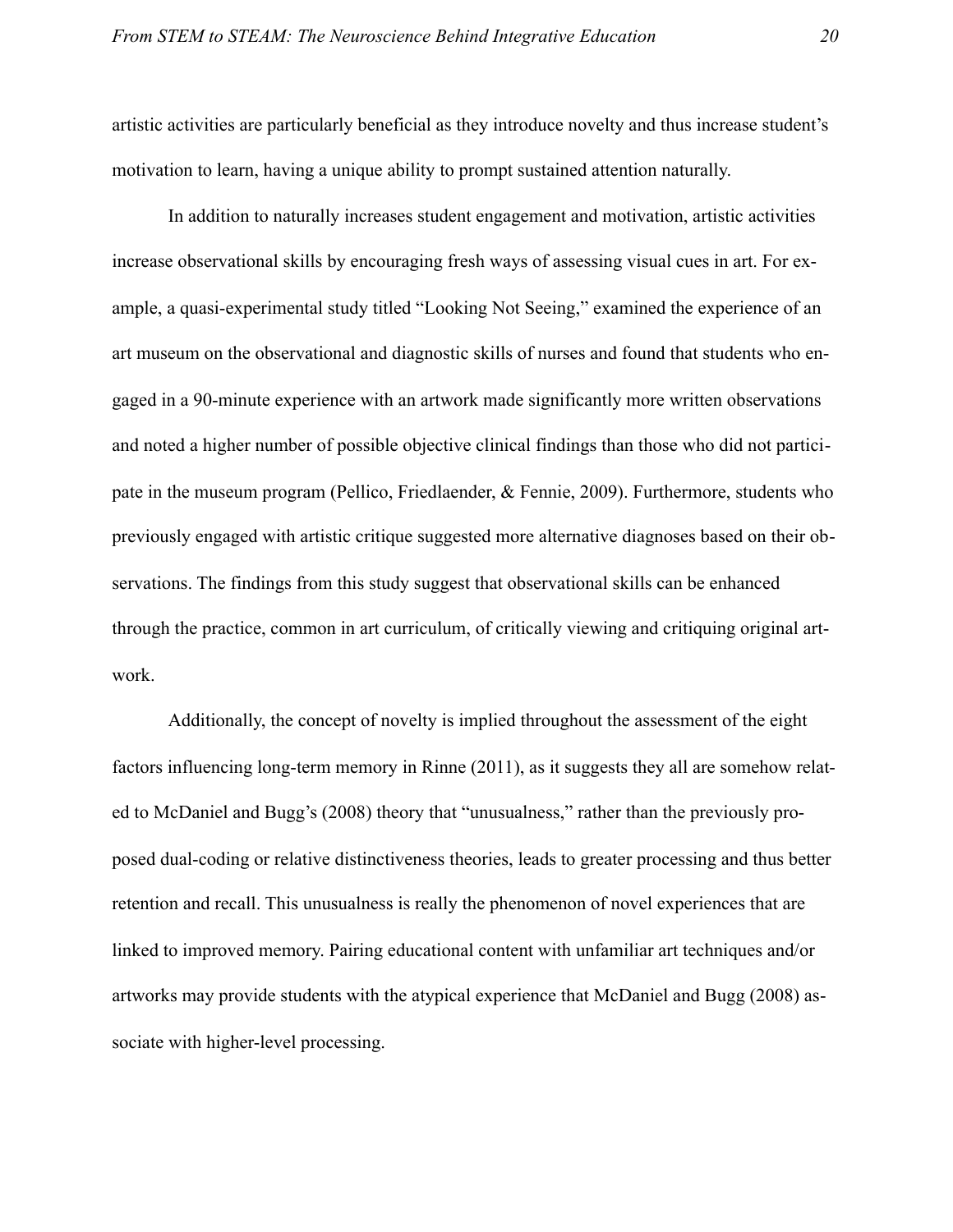artistic activities are particularly beneficial as they introduce novelty and thus increase student's motivation to learn, having a unique ability to prompt sustained attention naturally.

In addition to naturally increases student engagement and motivation, artistic activities increase observational skills by encouraging fresh ways of assessing visual cues in art. For example, a quasi-experimental study titled "Looking Not Seeing," examined the experience of an art museum on the observational and diagnostic skills of nurses and found that students who engaged in a 90-minute experience with an artwork made significantly more written observations and noted a higher number of possible objective clinical findings than those who did not participate in the museum program (Pellico, Friedlaender, & Fennie, 2009). Furthermore, students who previously engaged with artistic critique suggested more alternative diagnoses based on their observations. The findings from this study suggest that observational skills can be enhanced through the practice, common in art curriculum, of critically viewing and critiquing original artwork.

Additionally, the concept of novelty is implied throughout the assessment of the eight factors influencing long-term memory in Rinne (2011), as it suggests they all are somehow related to McDaniel and Bugg's (2008) theory that "unusualness," rather than the previously proposed dual-coding or relative distinctiveness theories, leads to greater processing and thus better retention and recall. This unusualness is really the phenomenon of novel experiences that are linked to improved memory. Pairing educational content with unfamiliar art techniques and/or artworks may provide students with the atypical experience that McDaniel and Bugg (2008) associate with higher-level processing.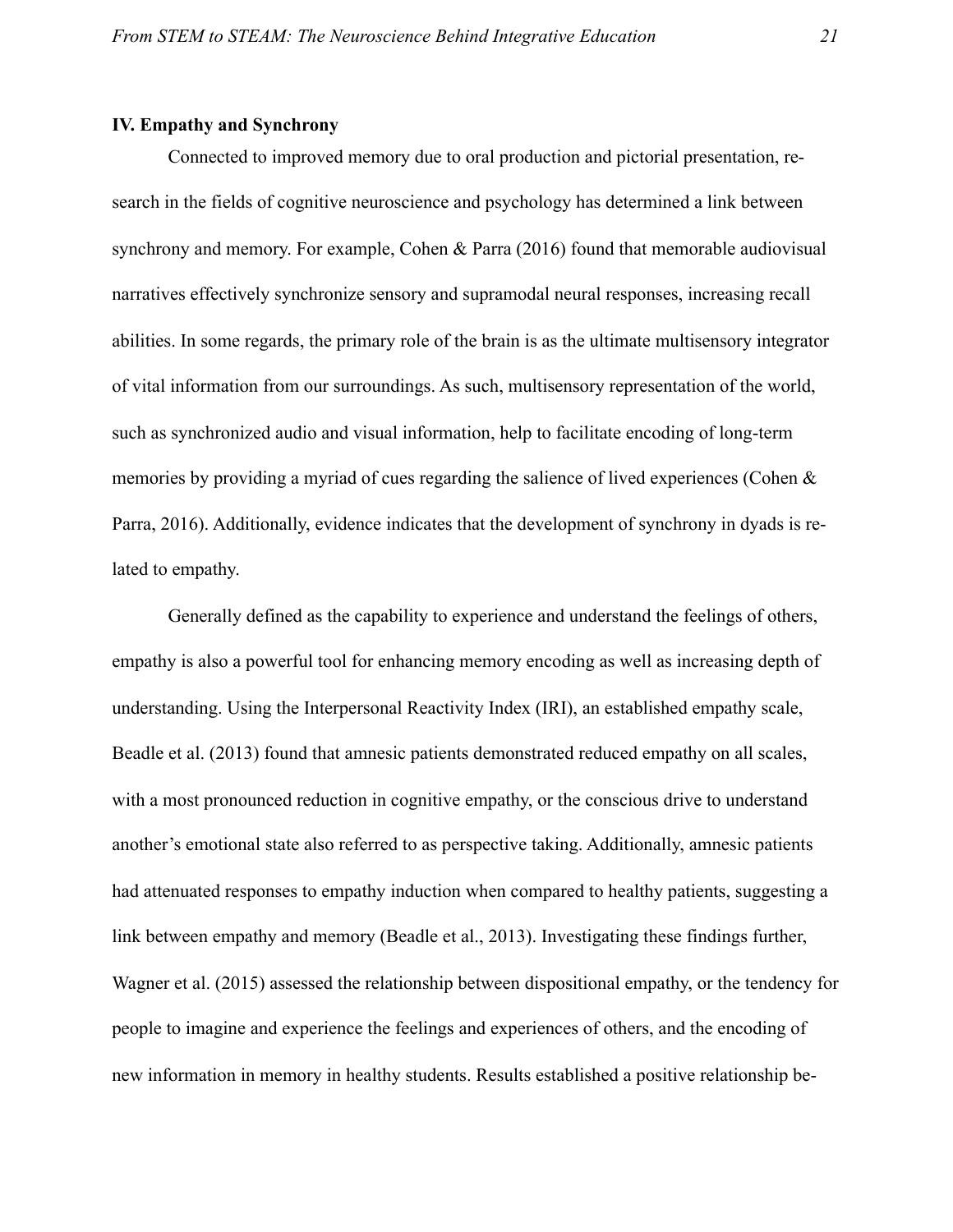## IV. Empathy and Synchrony

Connected to improved memory due to oral production and pictorial presentation, research in the fields of cognitive neuroscience and psychology has determined a link between synchrony and memory. For example, Cohen & Parra (2016) found that memorable audiovisual narratives effectively synchronize sensory and supramodal neural responses, increasing recall abilities. In some regards, the primary role of the brain is as the ultimate multisensory integrator of vital information from our surroundings. As such, multisensory representation of the world, such as synchronized audio and visual information, help to facilitate encoding of long-term memories by providing a myriad of cues regarding the salience of lived experiences (Cohen & Parra, 2016). Additionally, evidence indicates that the development of synchrony in dyads is related to empathy.

Generally defined as the capability to experience and understand the feelings of others, empathy is also a powerful tool for enhancing memory encoding as well as increasing depth of understanding. Using the Interpersonal Reactivity Index (IRI), an established empathy scale, Beadle et al. (2013) found that amnesic patients demonstrated reduced empathy on all scales, with a most pronounced reduction in cognitive empathy, or the conscious drive to understand another's emotional state also referred to as perspective taking. Additionally, amnesic patients had attenuated responses to empathy induction when compared to healthy patients, suggesting a link between empathy and memory (Beadle et al., 2013). Investigating these findings further, Wagner et al. (2015) assessed the relationship between dispositional empathy, or the tendency for people to imagine and experience the feelings and experiences of others, and the encoding of new information in memory in healthy students. Results established a positive relationship be-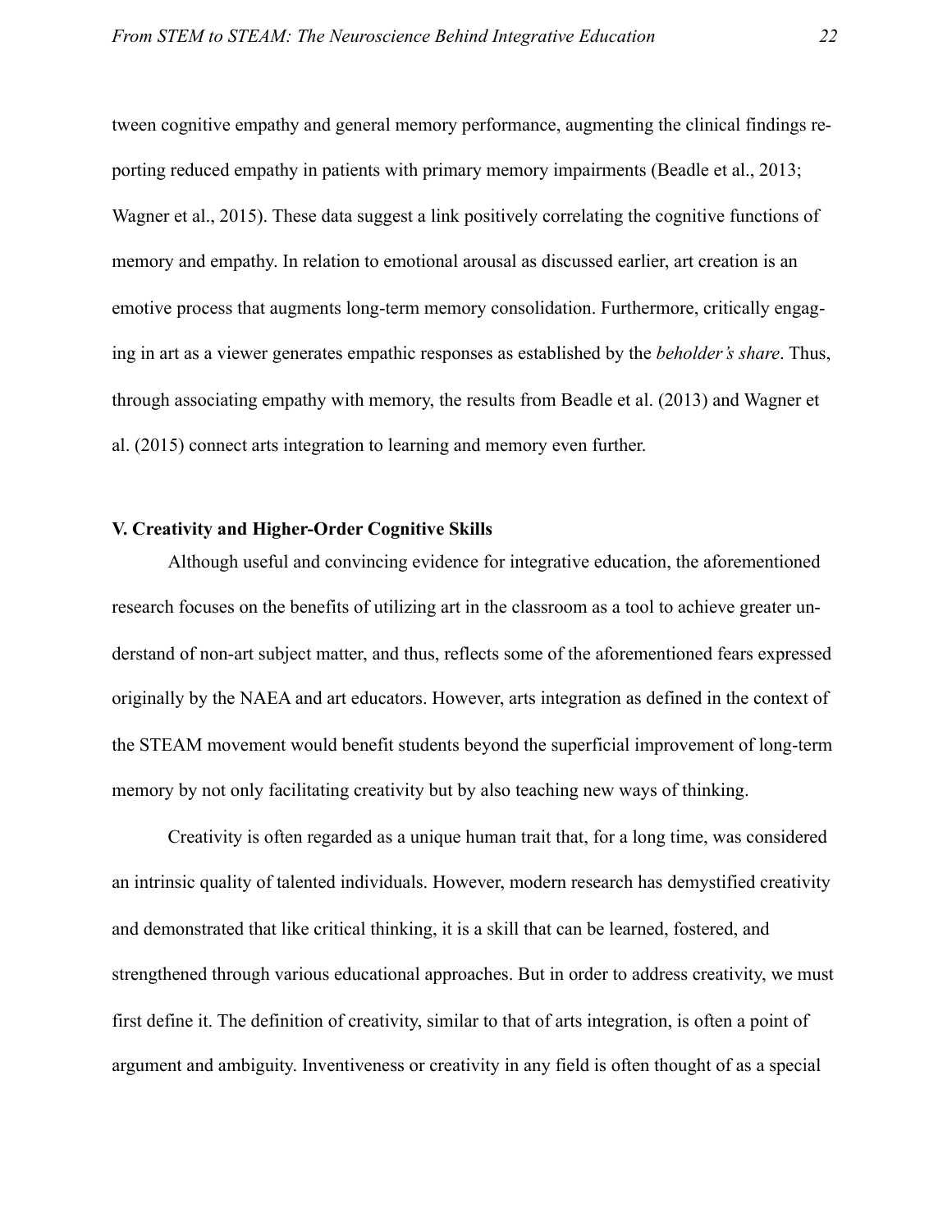tween cognitive empathy and general memory performance, augmenting the clinical findings reporting reduced empathy in patients with primary memory impairments (Beadle et al., 2013; Wagner et al., 2015). These data suggest a link positively correlating the cognitive functions of memory and empathy. In relation to emotional arousal as discussed earlier, art creation is an emotive process that augments long-term memory consolidation. Furthermore, critically engaging in art as a viewer generates empathic responses as established by the *beholder's share*. Thus, through associating empathy with memory, the results from Beadle et al. (2013) and Wagner et al. (2015) connect arts integration to learning and memory even further.

## V. Creativity and Higher-Order Cognitive Skills

Although useful and convincing evidence for integrative education, the aforementioned research focuses on the benefits of utilizing art in the classroom as a tool to achieve greater understand of non-art subject matter, and thus, reflects some of the aforementioned fears expressed originally by the NAEA and art educators. However, arts integration as defined in the context of the STEAM movement would benefit students beyond the superficial improvement of long-term memory by not only facilitating creativity but by also teaching new ways of thinking.

Creativity is often regarded as a unique human trait that, for a long time, was considered an intrinsic quality of talented individuals. However, modern research has demystified creativity and demonstrated that like critical thinking, it is a skill that can be learned, fostered, and strengthened through various educational approaches. But in order to address creativity, we must first define it. The definition of creativity, similar to that of arts integration, is often a point of argument and ambiguity. Inventiveness or creativity in any field is often thought of as a special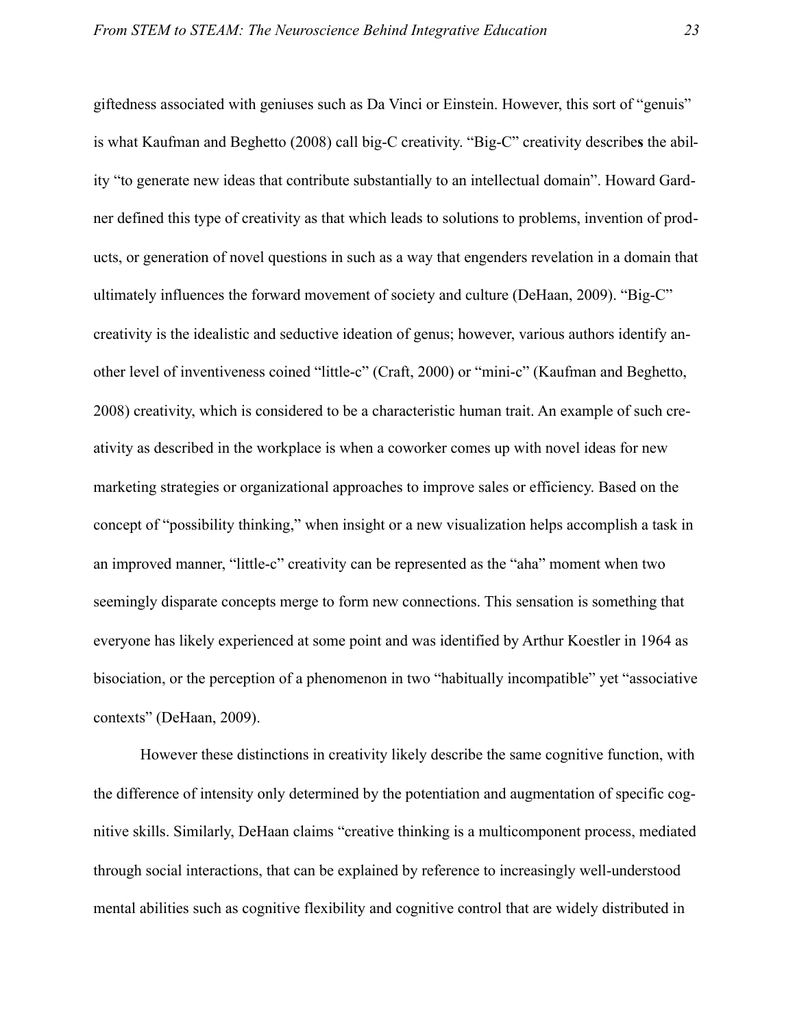giftedness associated with geniuses such as Da Vinci or Einstein. However, this sort of "genuis" is what Kaufman and Beghetto (2008) call big-C creativity. "Big-C" creativity describes the ability "to generate new ideas that contribute substantially to an intellectual domain". Howard Gardner defined this type of creativity as that which leads to solutions to problems, invention of products, or generation of novel questions in such as a way that engenders revelation in a domain that ultimately influences the forward movement of society and culture (DeHaan, 2009). "Big-C" creativity is the idealistic and seductive ideation of genus; however, various authors identify another level of inventiveness coined "little-c" (Craft, 2000) or "mini-c" (Kaufman and Beghetto, 2008) creativity, which is considered to be a characteristic human trait. An example of such creativity as described in the workplace is when a coworker comes up with novel ideas for new marketing strategies or organizational approaches to improve sales or efficiency. Based on the concept of "possibility thinking," when insight or a new visualization helps accomplish a task in an improved manner, "little-c" creativity can be represented as the "aha" moment when two seemingly disparate concepts merge to form new connections. This sensation is something that everyone has likely experienced at some point and was identified by Arthur Koestler in 1964 as bisociation, or the perception of a phenomenon in two "habitually incompatible" yet "associative contexts" (DeHaan, 2009).

However these distinctions in creativity likely describe the same cognitive function, with the difference of intensity only determined by the potentiation and augmentation of specific cognitive skills. Similarly, DeHaan claims "creative thinking is a multicomponent process, mediated through social interactions, that can be explained by reference to increasingly well-understood mental abilities such as cognitive flexibility and cognitive control that are widely distributed in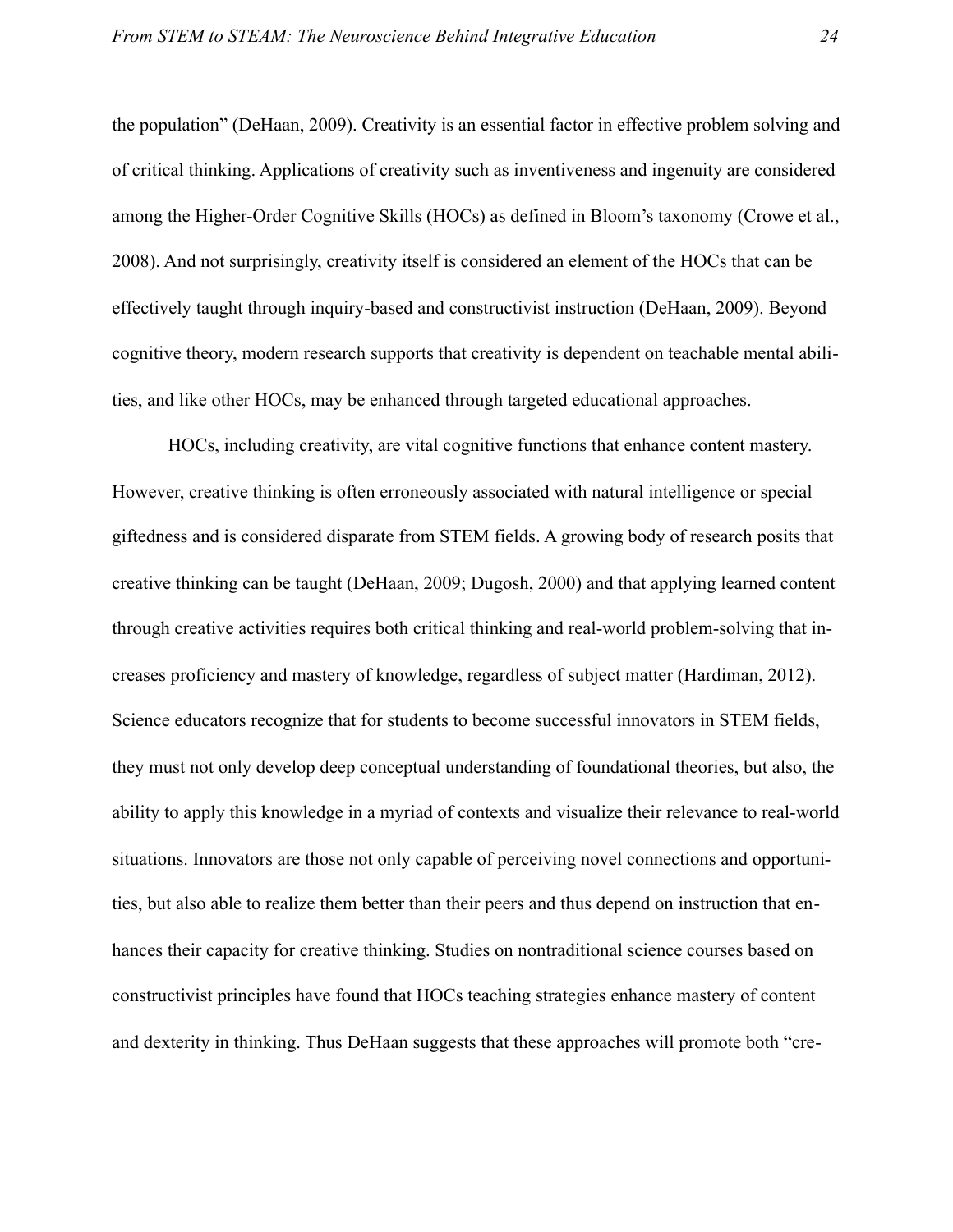the population" (DeHaan, 2009). Creativity is an essential factor in effective problem solving and of critical thinking. Applications of creativity such as inventiveness and ingenuity are considered among the Higher-Order Cognitive Skills (HOCs) as defined in Bloom's taxonomy (Crowe et al., 2008). And not surprisingly, creativity itself is considered an element of the HOCs that can be effectively taught through inquiry-based and constructivist instruction (DeHaan, 2009). Beyond cognitive theory, modern research supports that creativity is dependent on teachable mental abilities, and like other HOCs, may be enhanced through targeted educational approaches.

HOCs, including creativity, are vital cognitive functions that enhance content mastery. However, creative thinking is often erroneously associated with natural intelligence or special giftedness and is considered disparate from STEM fields. A growing body of research posits that creative thinking can be taught (DeHaan, 2009; Dugosh, 2000) and that applying learned content through creative activities requires both critical thinking and real-world problem-solving that increases proficiency and mastery of knowledge, regardless of subject matter (Hardiman, 2012). Science educators recognize that for students to become successful innovators in STEM fields, they must not only develop deep conceptual understanding of foundational theories, but also, the ability to apply this knowledge in a myriad of contexts and visualize their relevance to real-world situations. Innovators are those not only capable of perceiving novel connections and opportunities, but also able to realize them better than their peers and thus depend on instruction that enhances their capacity for creative thinking. Studies on nontraditional science courses based on constructivist principles have found that HOCs teaching strategies enhance mastery of content and dexterity in thinking. Thus DeHaan suggests that these approaches will promote both "cre-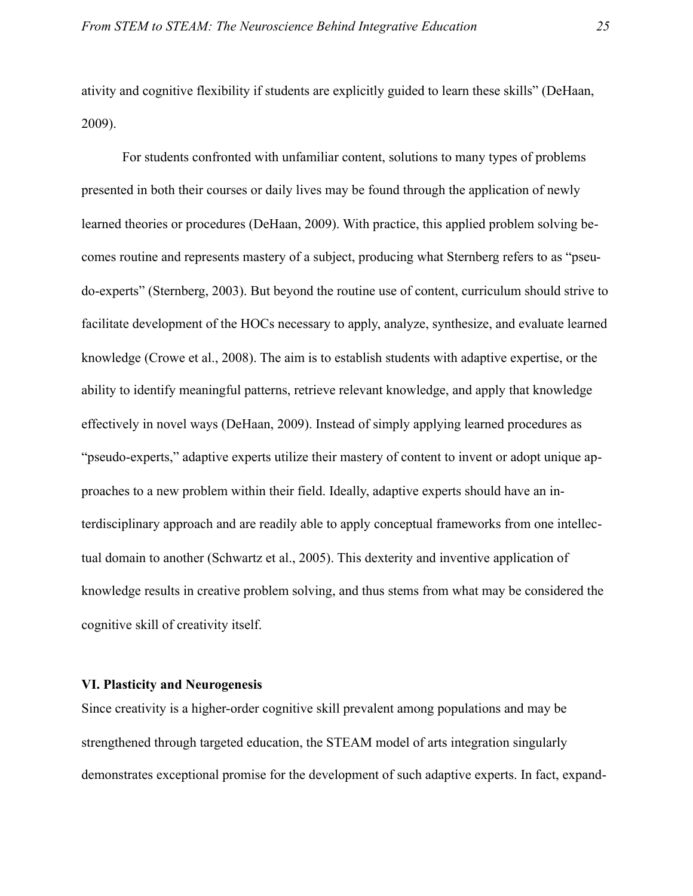ativity and cognitive flexibility if students are explicitly guided to learn these skills" (DeHaan, 2009).

For students confronted with unfamiliar content, solutions to many types of problems presented in both their courses or daily lives may be found through the application of newly learned theories or procedures (DeHaan, 2009). With practice, this applied problem solving becomes routine and represents mastery of a subject, producing what Sternberg refers to as "pseudo-experts" (Sternberg, 2003). But beyond the routine use of content, curriculum should strive to facilitate development of the HOCs necessary to apply, analyze, synthesize, and evaluate learned knowledge (Crowe et al., 2008). The aim is to establish students with adaptive expertise, or the ability to identify meaningful patterns, retrieve relevant knowledge, and apply that knowledge effectively in novel ways (DeHaan, 2009). Instead of simply applying learned procedures as "pseudo-experts," adaptive experts utilize their mastery of content to invent or adopt unique approaches to a new problem within their field. Ideally, adaptive experts should have an interdisciplinary approach and are readily able to apply conceptual frameworks from one intellectual domain to another (Schwartz et al., 2005). This dexterity and inventive application of knowledge results in creative problem solving, and thus stems from what may be considered the cognitive skill of creativity itself.

**VI. Plasticity and Neurogenesis**

Since creativity is a higher-order cognitive skill prevalent among populations and may be strengthened through targeted education, the STEAM model of arts integration singularly demonstrates exceptional promise for the development of such adaptive experts. In fact, expand-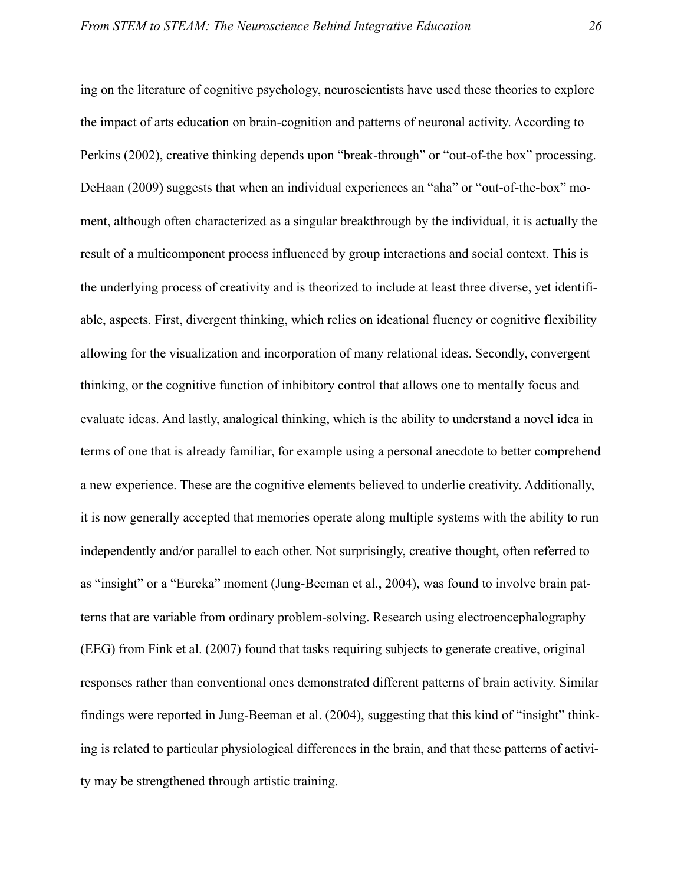ing on the literature of cognitive psychology, neuroscientists have used these theories to explore the impact of arts education on brain-cognition and patterns of neuronal activity. According to Perkins (2002), creative thinking depends upon “break-through” or “out-of-the box” processing. DeHaan (2009) suggests that when an individual experiences an “aha” or “out-of-the-box” moment, although often characterized as a singular breakthrough by the individual, it is actually the result of a multicomponent process influenced by group interactions and social context. This is the underlying process of creativity and is theorized to include at least three diverse, yet identifiable, aspects. First, divergent thinking, which relies on ideational fluency or cognitive flexibility allowing for the visualization and incorporation of many relational ideas. Secondly, convergent thinking, or the cognitive function of inhibitory control that allows one to mentally focus and evaluate ideas. And lastly, analogical thinking, which is the ability to understand a novel idea in terms of one that is already familiar, for example using a personal anecdote to better comprehend a new experience. These are the cognitive elements believed to underlie creativity. Additionally, it is now generally accepted that memories operate along multiple systems with the ability to run independently and/or parallel to each other. Not surprisingly, creative thought, often referred to as “insight” or a “Eureka” moment (Jung-Beeman et al., 2004), was found to involve brain patterns that are variable from ordinary problem-solving. Research using electroencephalography (EEG) from Fink et al. (2007) found that tasks requiring subjects to generate creative, original responses rather than conventional ones demonstrated different patterns of brain activity. Similar findings were reported in Jung-Beeman et al. (2004), suggesting that this kind of “insight” thinking is related to particular physiological differences in the brain, and that these patterns of activity may be strengthened through artistic training.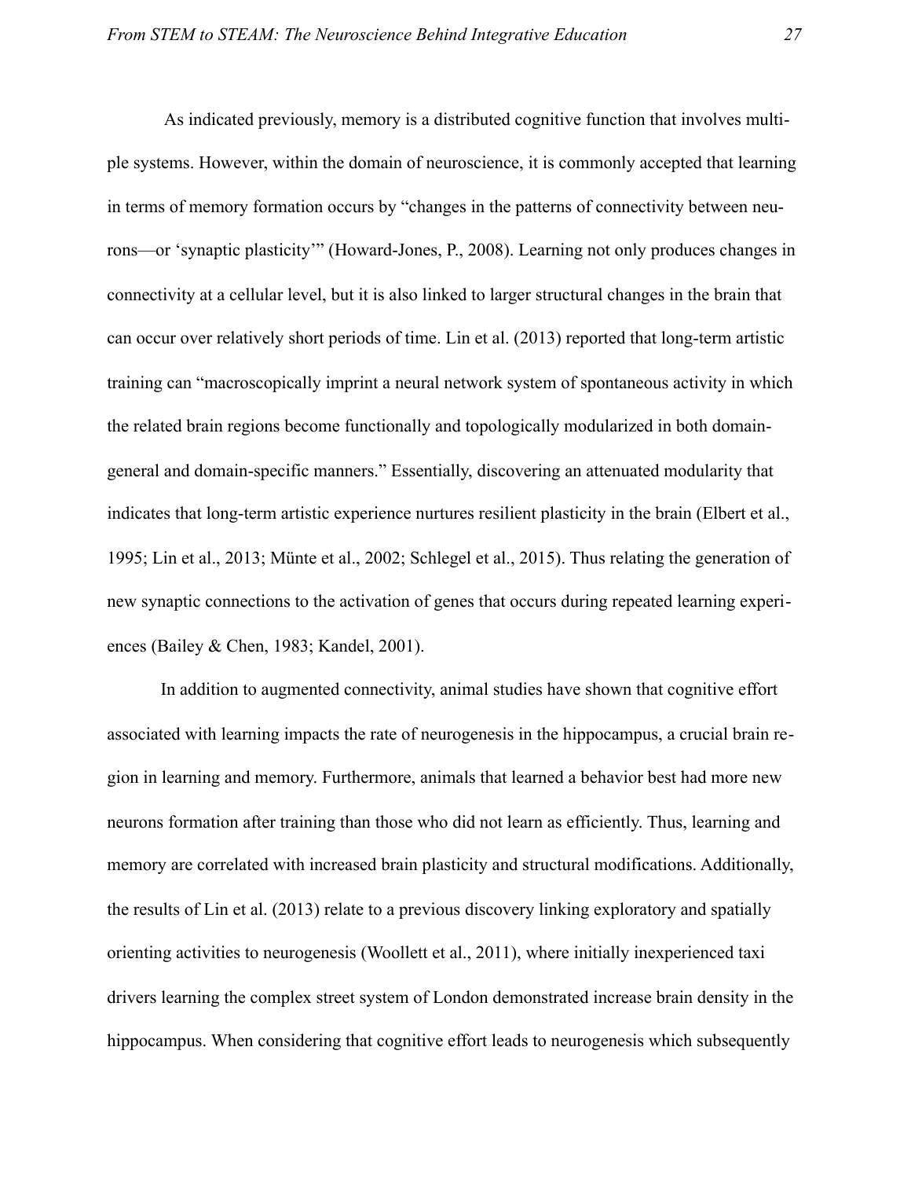As indicated previously, memory is a distributed cognitive function that involves multiple systems. However, within the domain of neuroscience, it is commonly accepted that learning in terms of memory formation occurs by "changes in the patterns of connectivity between neurons—or 'synaptic plasticity'" (Howard-Jones, P., 2008). Learning not only produces changes in connectivity at a cellular level, but it is also linked to larger structural changes in the brain that can occur over relatively short periods of time. Lin et al. (2013) reported that long-term artistic training can "macroscopically imprint a neural network system of spontaneous activity in which the related brain regions become functionally and topologically modularized in both domain-general and domain-specific manners." Essentially, discovering an attenuated modularity that indicates that long-term artistic experience nurtures resilient plasticity in the brain (Elbert et al., 1995; Lin et al., 2013; Münte et al., 2002; Schlegel et al., 2015). Thus relating the generation of new synaptic connections to the activation of genes that occurs during repeated learning experiences (Bailey & Chen, 1983; Kandel, 2001).

In addition to augmented connectivity, animal studies have shown that cognitive effort associated with learning impacts the rate of neurogenesis in the hippocampus, a crucial brain region in learning and memory. Furthermore, animals that learned a behavior best had more new neurons formation after training than those who did not learn as efficiently. Thus, learning and memory are correlated with increased brain plasticity and structural modifications. Additionally, the results of Lin et al. (2013) relate to a previous discovery linking exploratory and spatially orienting activities to neurogenesis (Woollett et al., 2011), where initially inexperienced taxi drivers learning the complex street system of London demonstrated increase brain density in the hippocampus. When considering that cognitive effort leads to neurogenesis which subsequently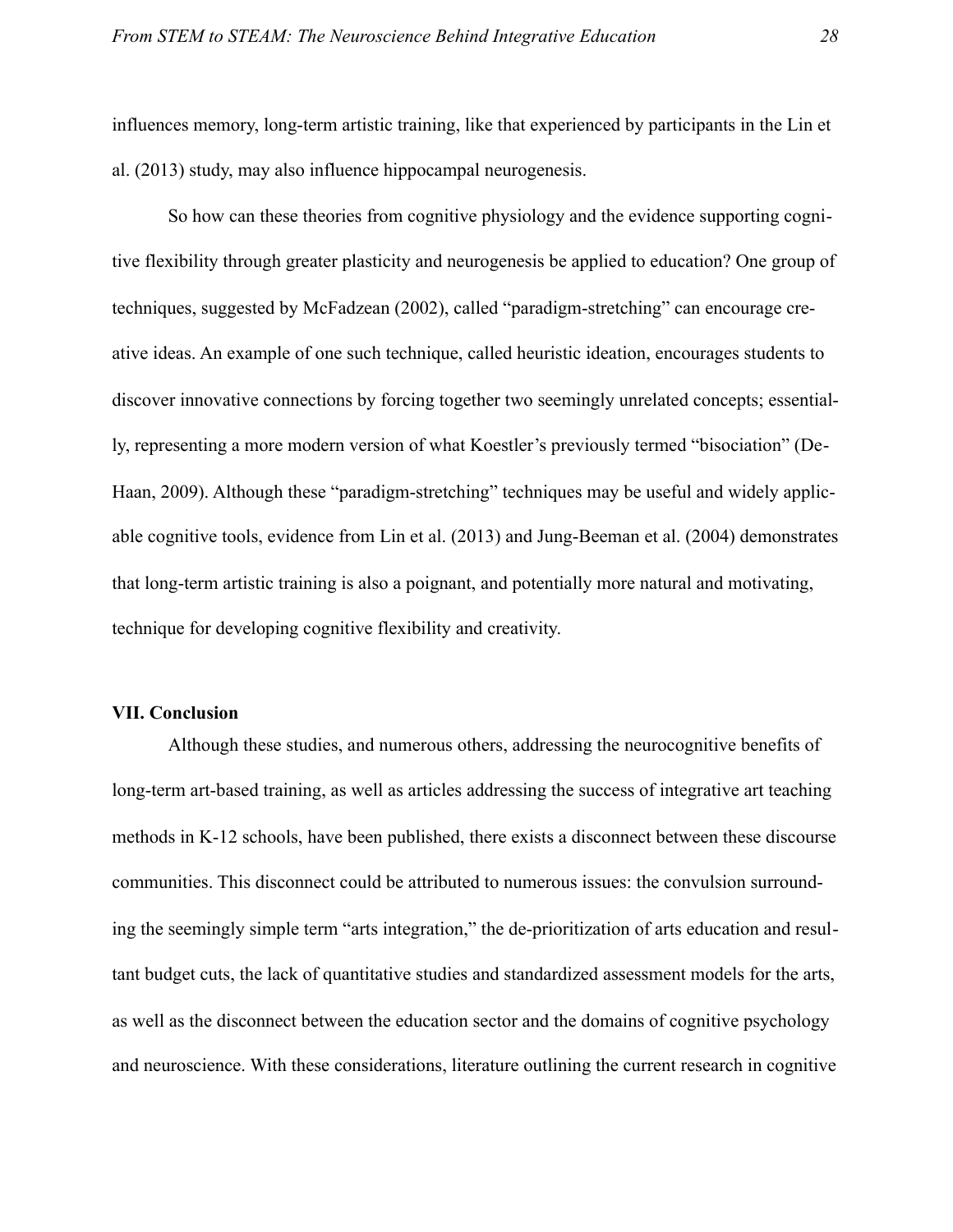influences memory, long-term artistic training, like that experienced by participants in the Lin et al. (2013) study, may also influence hippocampal neurogenesis.

So how can these theories from cognitive physiology and the evidence supporting cognitive flexibility through greater plasticity and neurogenesis be applied to education? One group of techniques, suggested by McFadzean (2002), called "paradigm-stretching" can encourage creative ideas. An example of one such technique, called heuristic ideation, encourages students to discover innovative connections by forcing together two seemingly unrelated concepts; essentially, representing a more modern version of what Koestler's previously termed "bisociation" (DeHaan, 2009). Although these "paradigm-stretching" techniques may be useful and widely applicable cognitive tools, evidence from Lin et al. (2013) and Jung-Beeman et al. (2004) demonstrates that long-term artistic training is also a poignant, and potentially more natural and motivating, technique for developing cognitive flexibility and creativity.

### VII. Conclusion

Although these studies, and numerous others, addressing the neurocognitive benefits of long-term art-based training, as well as articles addressing the success of integrative art teaching methods in K-12 schools, have been published, there exists a disconnect between these discourse communities. This disconnect could be attributed to numerous issues: the convulsion surrounding the seemingly simple term "arts integration," the de-prioritization of arts education and resultant budget cuts, the lack of quantitative studies and standardized assessment models for the arts, as well as the disconnect between the education sector and the domains of cognitive psychology and neuroscience. With these considerations, literature outlining the current research in cognitive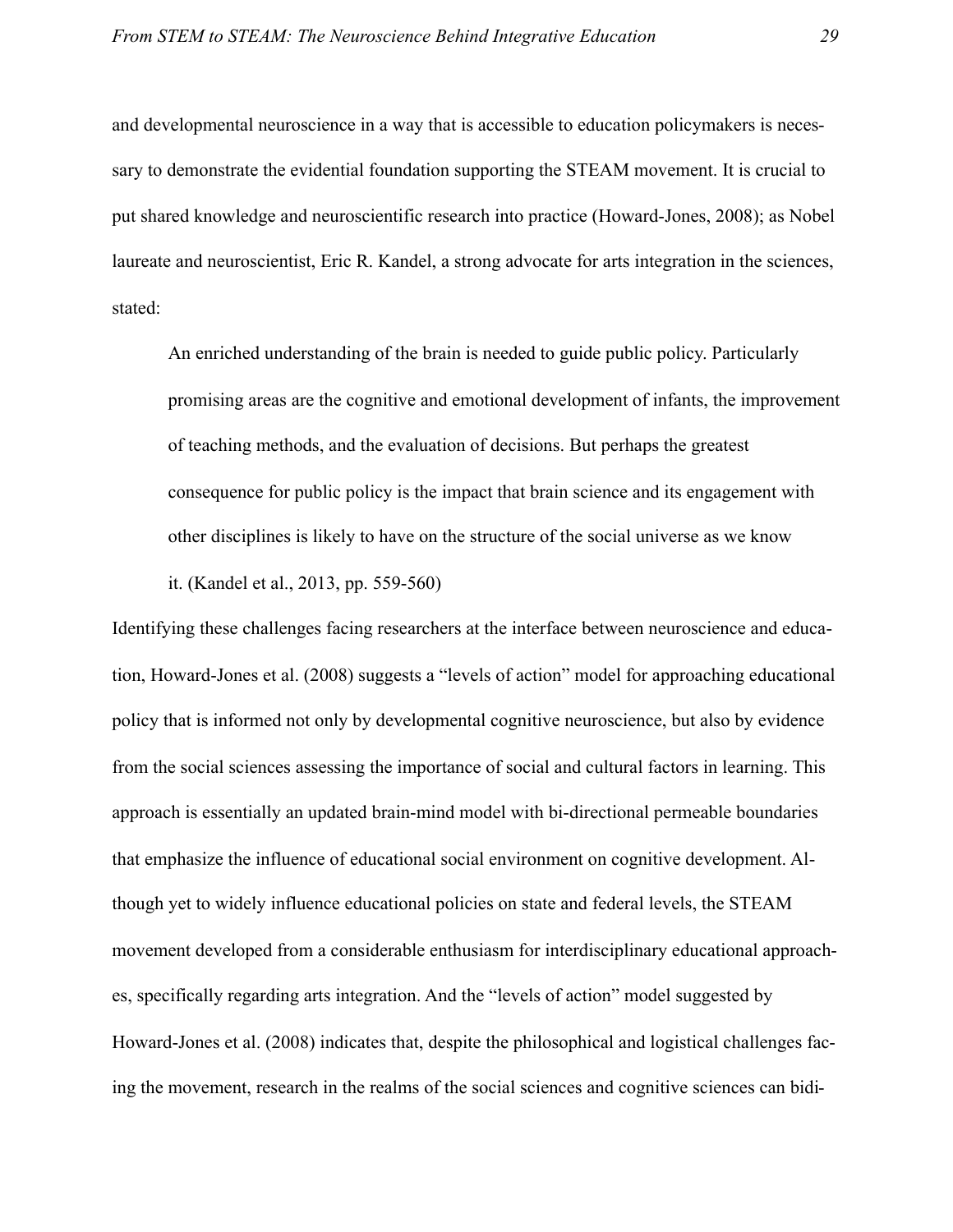and developmental neuroscience in a way that is accessible to education policymakers is necessary to demonstrate the evidential foundation supporting the STEAM movement. It is crucial to put shared knowledge and neuroscientific research into practice (Howard-Jones, 2008); as Nobel laureate and neuroscientist, Eric R. Kandel, a strong advocate for arts integration in the sciences, stated:

> An enriched understanding of the brain is needed to guide public policy. Particularly promising areas are the cognitive and emotional development of infants, the improvement of teaching methods, and the evaluation of decisions. But perhaps the greatest consequence for public policy is the impact that brain science and its engagement with other disciplines is likely to have on the structure of the social universe as we know it. (Kandel et al., 2013, pp. 559-560)

Identifying these challenges facing researchers at the interface between neuroscience and education, Howard-Jones et al. (2008) suggests a "levels of action" model for approaching educational policy that is informed not only by developmental cognitive neuroscience, but also by evidence from the social sciences assessing the importance of social and cultural factors in learning. This approach is essentially an updated brain-mind model with bi-directional permeable boundaries that emphasize the influence of educational social environment on cognitive development. Although yet to widely influence educational policies on state and federal levels, the STEAM movement developed from a considerable enthusiasm for interdisciplinary educational approaches, specifically regarding arts integration. And the "levels of action" model suggested by Howard-Jones et al. (2008) indicates that, despite the philosophical and logistical challenges facing the movement, research in the realms of the social sciences and cognitive sciences can bidi-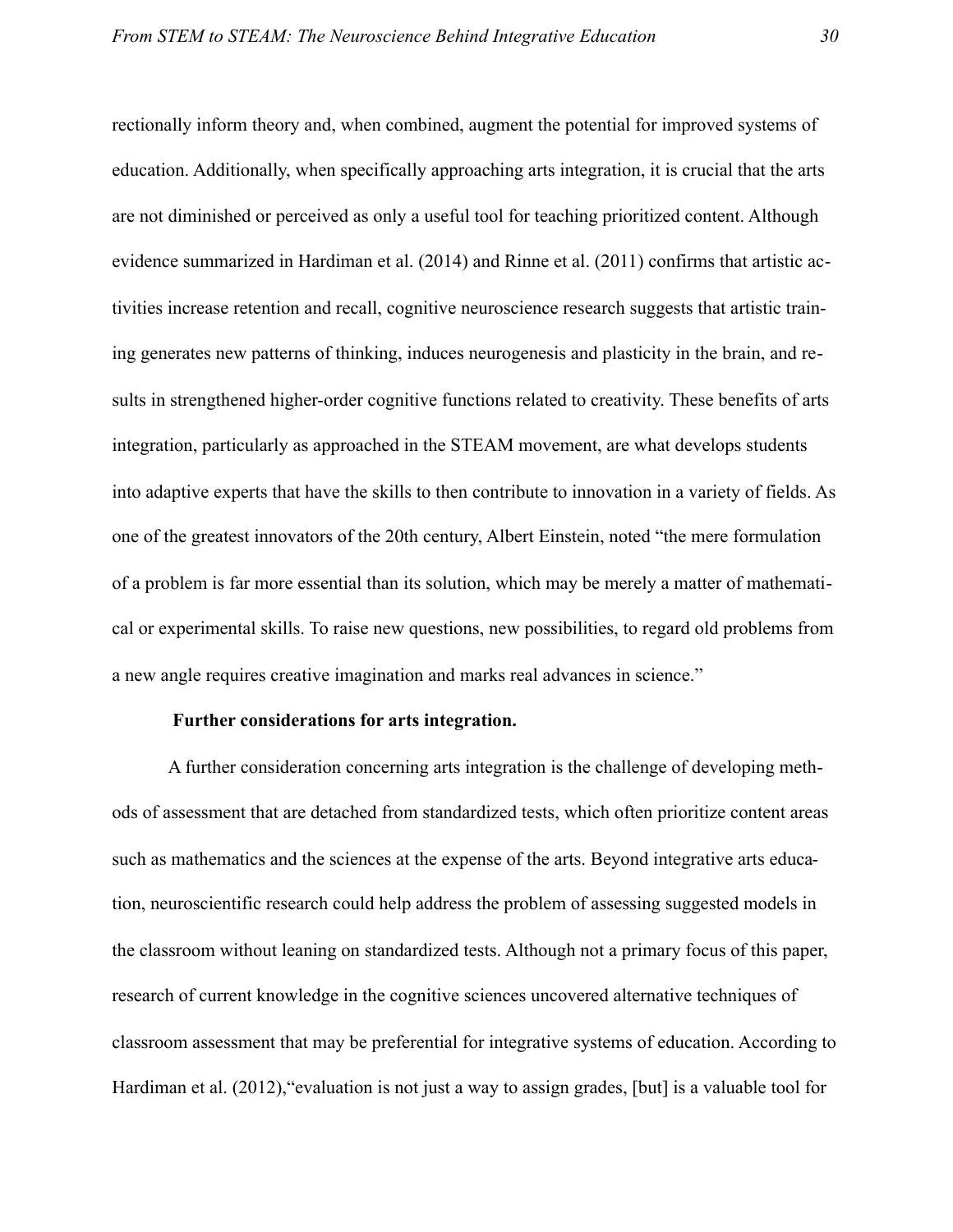rectionally inform theory and, when combined, augment the potential for improved systems of education. Additionally, when specifically approaching arts integration, it is crucial that the arts are not diminished or perceived as only a useful tool for teaching prioritized content. Although evidence summarized in Hardiman et al. (2014) and Rinne et al. (2011) confirms that artistic activities increase retention and recall, cognitive neuroscience research suggests that artistic training generates new patterns of thinking, induces neurogenesis and plasticity in the brain, and results in strengthened higher-order cognitive functions related to creativity. These benefits of arts integration, particularly as approached in the STEAM movement, are what develops students into adaptive experts that have the skills to then contribute to innovation in a variety of fields. As one of the greatest innovators of the 20th century, Albert Einstein, noted "the mere formulation of a problem is far more essential than its solution, which may be merely a matter of mathematical or experimental skills. To raise new questions, new possibilities, to regard old problems from a new angle requires creative imagination and marks real advances in science."

**Further considerations for arts integration.**

A further consideration concerning arts integration is the challenge of developing methods of assessment that are detached from standardized tests, which often prioritize content areas such as mathematics and the sciences at the expense of the arts. Beyond integrative arts education, neuroscientific research could help address the problem of assessing suggested models in the classroom without leaning on standardized tests. Although not a primary focus of this paper, research of current knowledge in the cognitive sciences uncovered alternative techniques of classroom assessment that may be preferential for integrative systems of education. According to Hardiman et al. (2012),"evaluation is not just a way to assign grades, [but] is a valuable tool for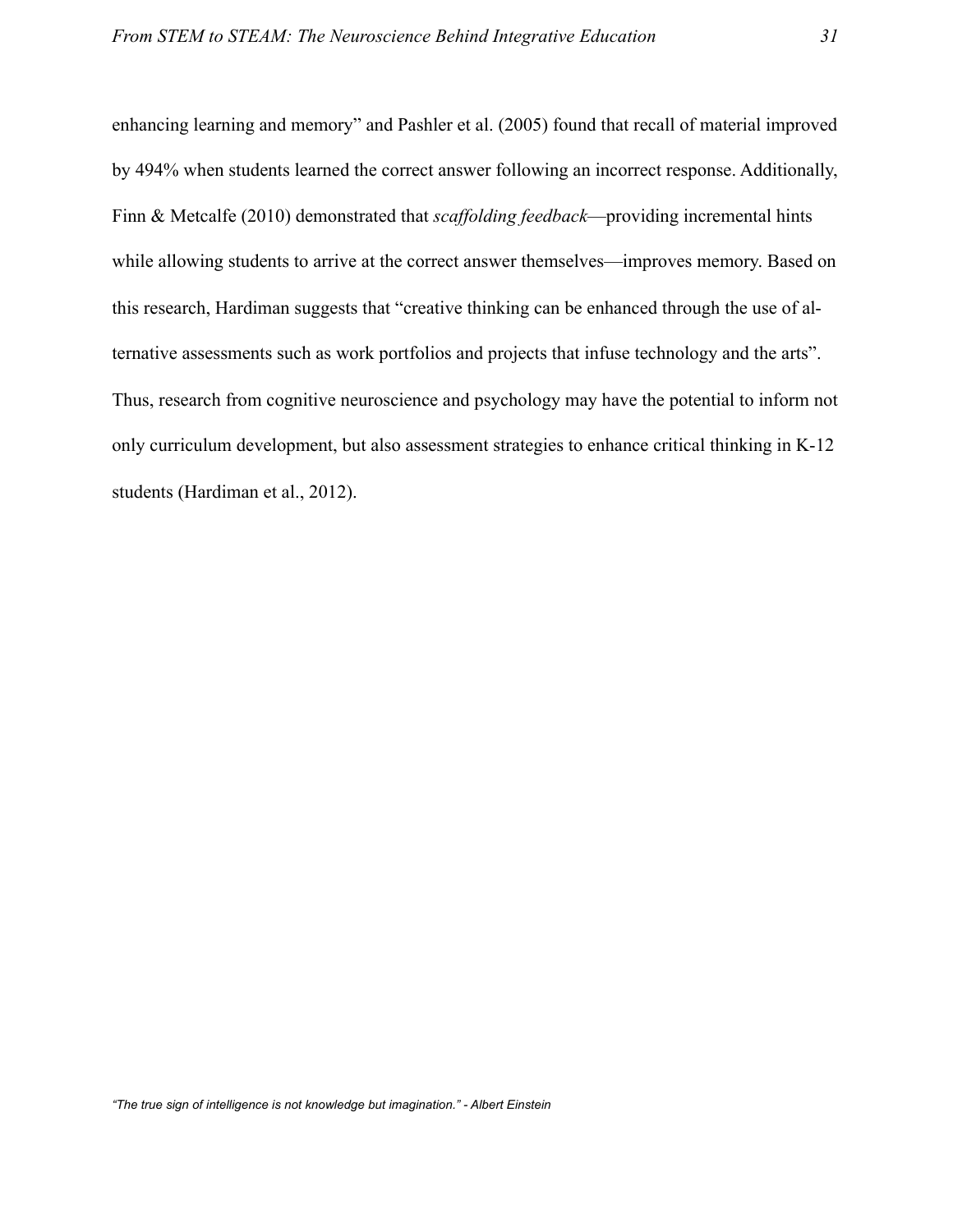enhancing learning and memory" and Pashler et al. (2005) found that recall of material improved by 494% when students learned the correct answer following an incorrect response. Additionally, Finn & Metcalfe (2010) demonstrated that *scaffolding feedback*—providing incremental hints while allowing students to arrive at the correct answer themselves—improves memory. Based on this research, Hardiman suggests that "creative thinking can be enhanced through the use of alternative assessments such as work portfolios and projects that infuse technology and the arts". Thus, research from cognitive neuroscience and psychology may have the potential to inform not only curriculum development, but also assessment strategies to enhance critical thinking in K-12 students (Hardiman et al., 2012).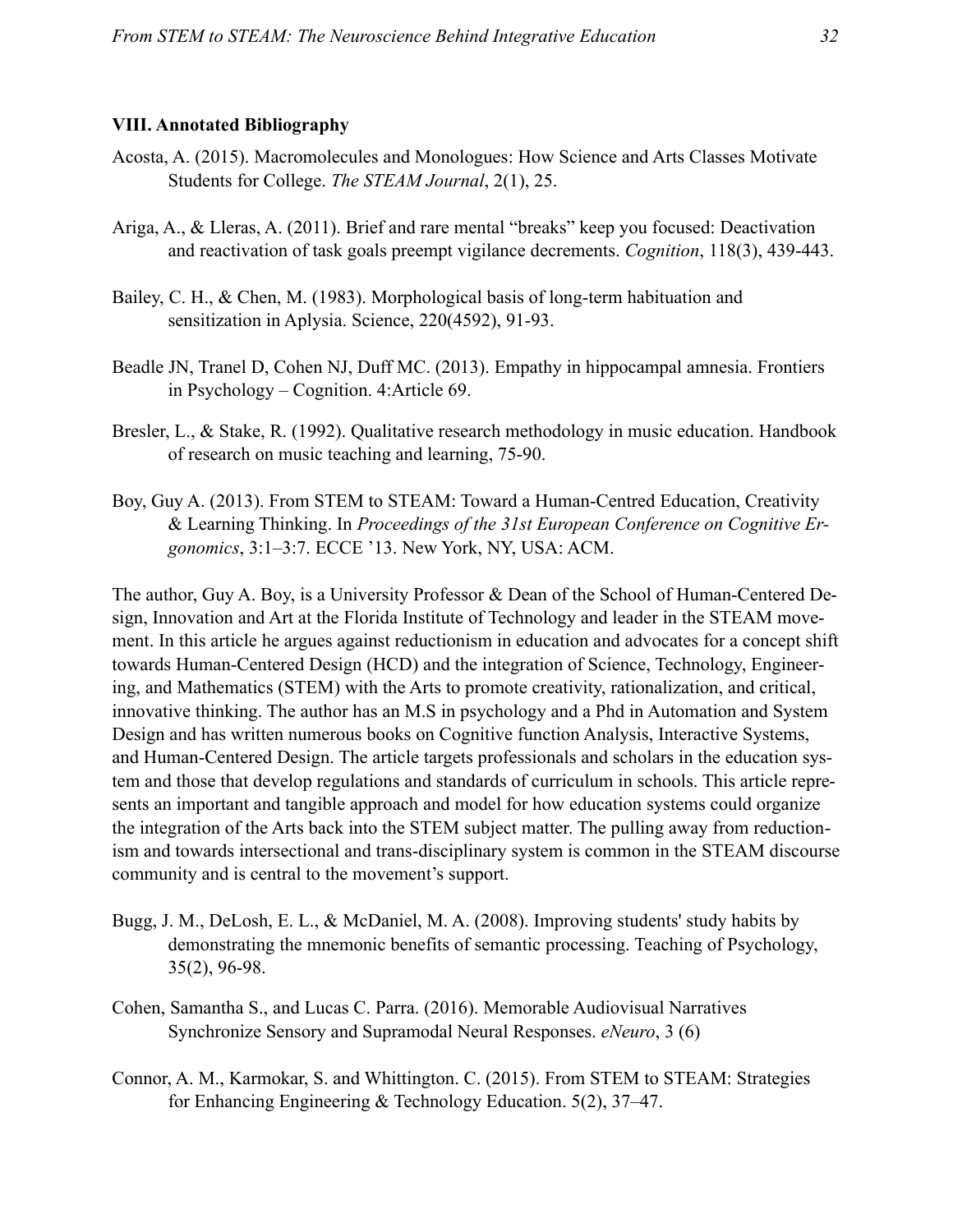## VIII. Annotated Bibliography

Acosta, A. (2015). Macromolecules and Monologues: How Science and Arts Classes Motivate Students for College. *The STEAM Journal*, 2(1), 25.

Ariga, A., & Lleras, A. (2011). Brief and rare mental "breaks" keep you focused: Deactivation and reactivation of task goals preempt vigilance decrements. *Cognition*, 118(3), 439-443.

Bailey, C. H., & Chen, M. (1983). Morphological basis of long-term habituation and sensitization in Aplysia. Science, 220(4592), 91-93.

Beadle JN, Tranel D, Cohen NJ, Duff MC. (2013). Empathy in hippocampal amnesia. Frontiers in Psychology – Cognition. 4:Article 69.

Bresler, L., & Stake, R. (1992). Qualitative research methodology in music education. Handbook of research on music teaching and learning, 75-90.

Boy, Guy A. (2013). From STEM to STEAM: Toward a Human-Centred Education, Creativity & Learning Thinking. In *Proceedings of the 31st European Conference on Cognitive Ergonomics*, 3:1–3:7. ECCE '13. New York, NY, USA: ACM.

The author, Guy A. Boy, is a University Professor & Dean of the School of Human-Centered Design, Innovation and Art at the Florida Institute of Technology and leader in the STEAM movement. In this article he argues against reductionism in education and advocates for a concept shift towards Human-Centered Design (HCD) and the integration of Science, Technology, Engineering, and Mathematics (STEM) with the Arts to promote creativity, rationalization, and critical, innovative thinking. The author has an M.S in psychology and a Phd in Automation and System Design and has written numerous books on Cognitive function Analysis, Interactive Systems, and Human-Centered Design. The article targets professionals and scholars in the education system and those that develop regulations and standards of curriculum in schools. This article represents an important and tangible approach and model for how education systems could organize the integration of the Arts back into the STEM subject matter. The pulling away from reductionism and towards intersectional and trans-disciplinary system is common in the STEAM discourse community and is central to the movement's support.

Bugg, J. M., DeLosh, E. L., & McDaniel, M. A. (2008). Improving students' study habits by demonstrating the mnemonic benefits of semantic processing. Teaching of Psychology, 35(2), 96-98.

Cohen, Samantha S., and Lucas C. Parra. (2016). Memorable Audiovisual Narratives Synchronize Sensory and Supramodal Neural Responses. *eNeuro*, 3 (6)

Connor, A. M., Karmokar, S. and Whittington. C. (2015). From STEM to STEAM: Strategies for Enhancing Engineering & Technology Education. 5(2), 37–47.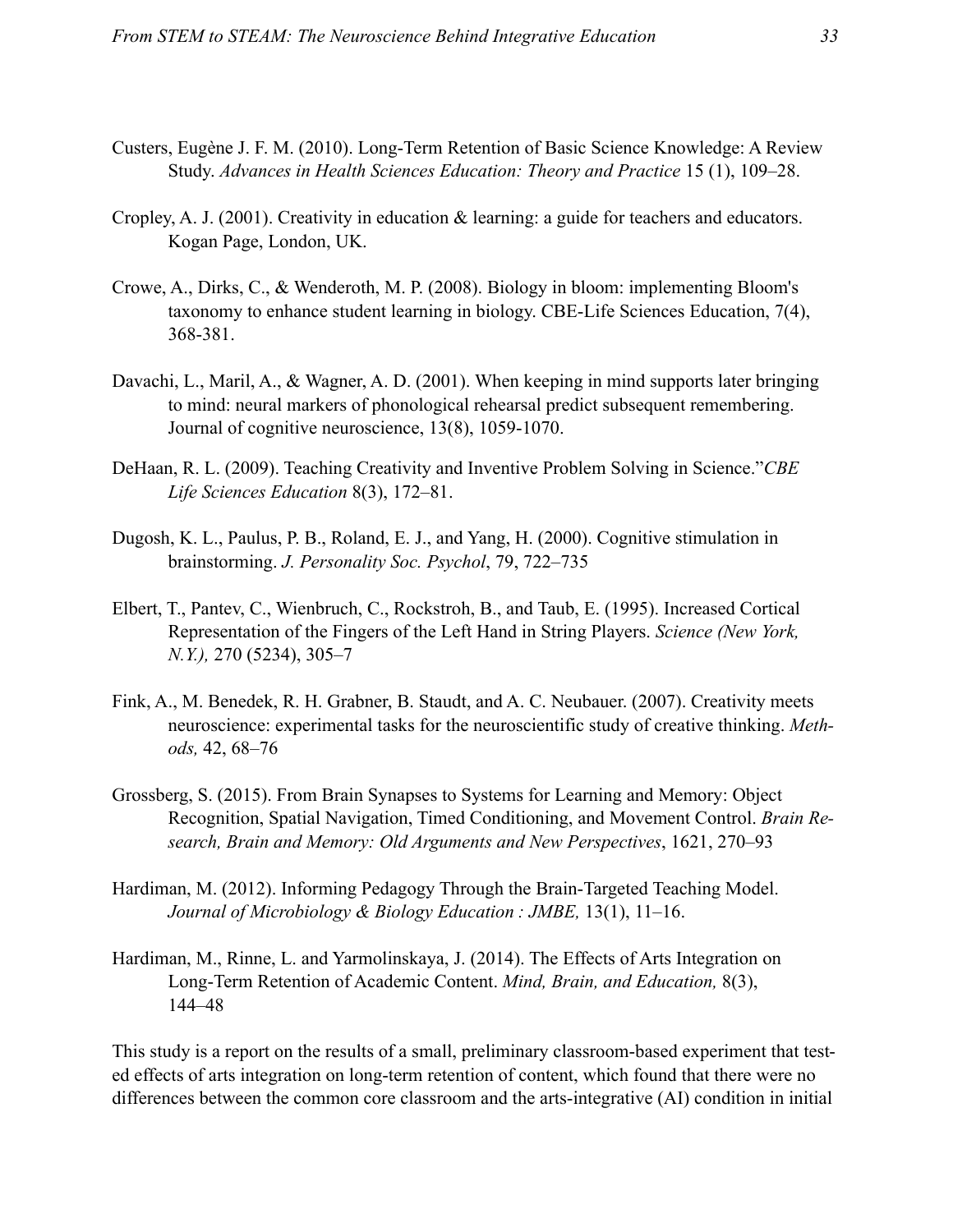Custers, Eugène J. F. M. (2010). Long-Term Retention of Basic Science Knowledge: A Review Study. *Advances in Health Sciences Education: Theory and Practice* 15 (1), 109–28.

Cropley, A. J. (2001). Creativity in education & learning: a guide for teachers and educators. Kogan Page, London, UK.

Crowe, A., Dirks, C., & Wenderoth, M. P. (2008). Biology in bloom: implementing Bloom's taxonomy to enhance student learning in biology. CBE-Life Sciences Education, 7(4), 368-381.

Davachi, L., Maril, A., & Wagner, A. D. (2001). When keeping in mind supports later bringing to mind: neural markers of phonological rehearsal predict subsequent remembering. Journal of cognitive neuroscience, 13(8), 1059-1070.

DeHaan, R. L. (2009). Teaching Creativity and Inventive Problem Solving in Science."*CBE Life Sciences Education* 8(3), 172–81.

Dugosh, K. L., Paulus, P. B., Roland, E. J., and Yang, H. (2000). Cognitive stimulation in brainstorming. *J. Personality Soc. Psychol*, 79, 722–735

Elbert, T., Pantev, C., Wienbruch, C., Rockstroh, B., and Taub, E. (1995). Increased Cortical Representation of the Fingers of the Left Hand in String Players. *Science (New York, N.Y.),* 270 (5234), 305–7

Fink, A., M. Benedek, R. H. Grabner, B. Staudt, and A. C. Neubauer. (2007). Creativity meets neuroscience: experimental tasks for the neuroscientific study of creative thinking. *Methods,* 42, 68–76

Grossberg, S. (2015). From Brain Synapses to Systems for Learning and Memory: Object Recognition, Spatial Navigation, Timed Conditioning, and Movement Control. *Brain Research, Brain and Memory: Old Arguments and New Perspectives*, 1621, 270–93

Hardiman, M. (2012). Informing Pedagogy Through the Brain-Targeted Teaching Model. *Journal of Microbiology & Biology Education : JMBE,* 13(1), 11–16.

Hardiman, M., Rinne, L. and Yarmolinskaya, J. (2014). The Effects of Arts Integration on Long-Term Retention of Academic Content. *Mind, Brain, and Education,* 8(3), 144–48

This study is a report on the results of a small, preliminary classroom-based experiment that tested effects of arts integration on long-term retention of content, which found that there were no differences between the common core classroom and the arts-integrative (AI) condition in initial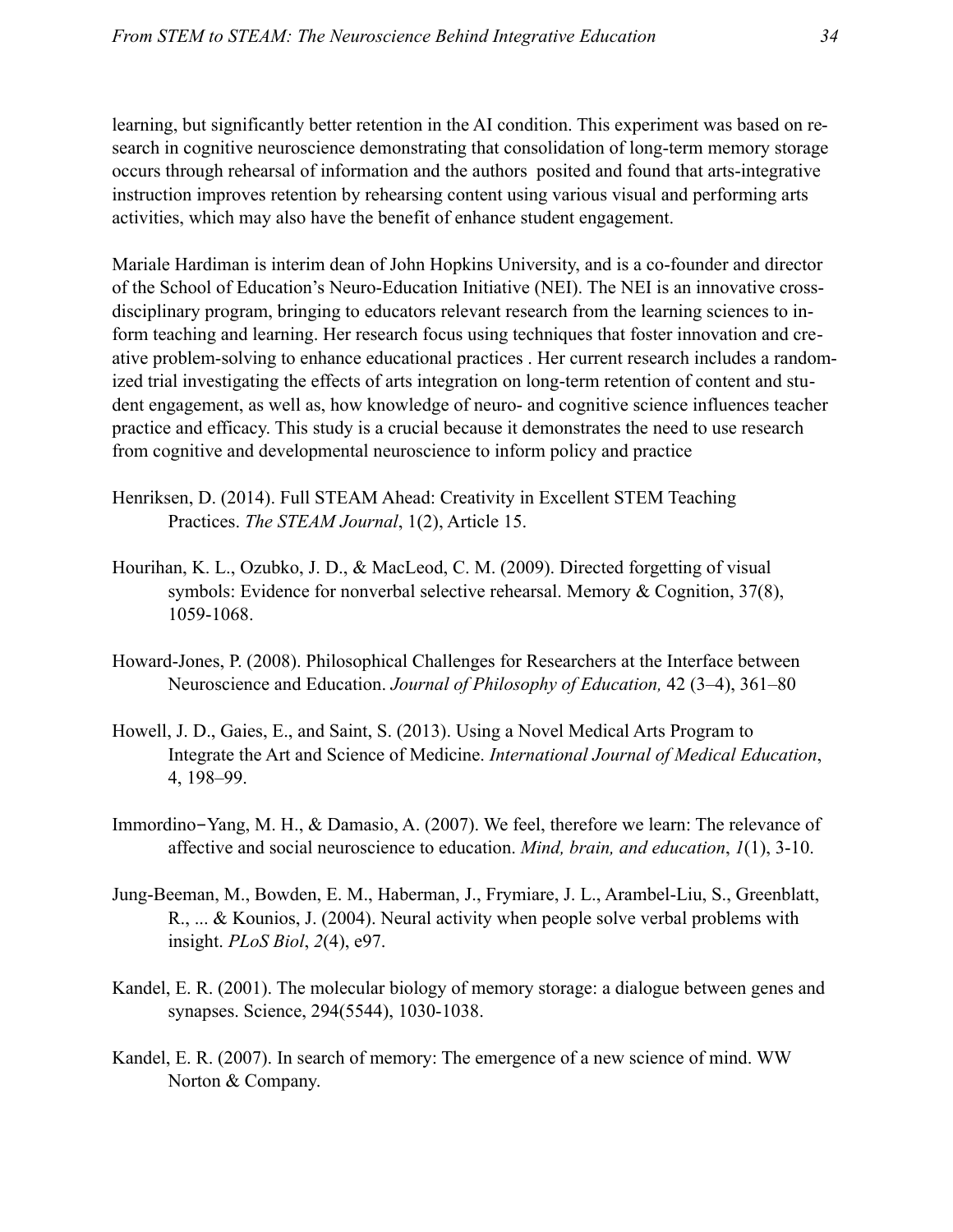learning, but significantly better retention in the AI condition. This experiment was based on research in cognitive neuroscience demonstrating that consolidation of long-term memory storage occurs through rehearsal of information and the authors posited and found that arts-integrative instruction improves retention by rehearsing content using various visual and performing arts activities, which may also have the benefit of enhance student engagement.

Mariale Hardiman is interim dean of John Hopkins University, and is a co-founder and director of the School of Education's Neuro-Education Initiative (NEI). The NEI is an innovative cross-disciplinary program, bringing to educators relevant research from the learning sciences to inform teaching and learning. Her research focus using techniques that foster innovation and creative problem-solving to enhance educational practices . Her current research includes a randomized trial investigating the effects of arts integration on long-term retention of content and student engagement, as well as, how knowledge of neuro- and cognitive science influences teacher practice and efficacy. This study is a crucial because it demonstrates the need to use research from cognitive and developmental neuroscience to inform policy and practice

Henriksen, D. (2014). Full STEAM Ahead: Creativity in Excellent STEM Teaching Practices. *The STEAM Journal*, 1(2), Article 15.

Hourihan, K. L., Ozubko, J. D., & MacLeod, C. M. (2009). Directed forgetting of visual symbols: Evidence for nonverbal selective rehearsal. Memory & Cognition, 37(8), 1059-1068.

Howard-Jones, P. (2008). Philosophical Challenges for Researchers at the Interface between Neuroscience and Education. *Journal of Philosophy of Education,* 42 (3–4), 361–80

Howell, J. D., Gaies, E., and Saint, S. (2013). Using a Novel Medical Arts Program to Integrate the Art and Science of Medicine. *International Journal of Medical Education*, 4, 198–99.

Immordino‐Yang, M. H., & Damasio, A. (2007). We feel, therefore we learn: The relevance of affective and social neuroscience to education. *Mind, brain, and education*, *1*(1), 3-10.

Jung-Beeman, M., Bowden, E. M., Haberman, J., Frymiare, J. L., Arambel-Liu, S., Greenblatt, R., ... & Kounios, J. (2004). Neural activity when people solve verbal problems with insight. *PLoS Biol*, *2*(4), e97.

Kandel, E. R. (2001). The molecular biology of memory storage: a dialogue between genes and synapses. Science, 294(5544), 1030-1038.

Kandel, E. R. (2007). In search of memory: The emergence of a new science of mind. WW Norton & Company.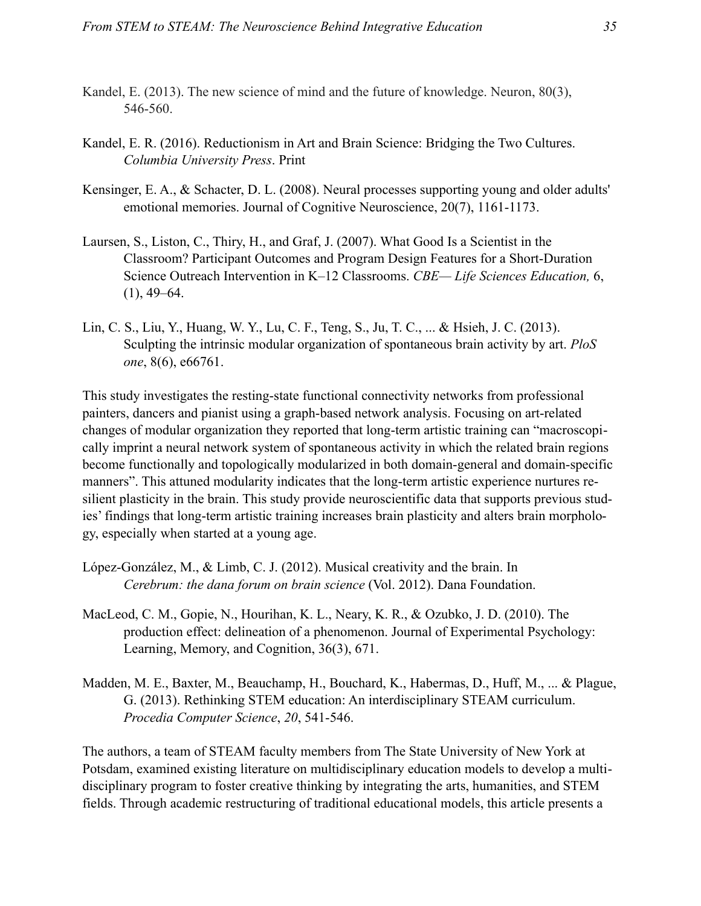Kandel, E. (2013). The new science of mind and the future of knowledge. Neuron, 80(3), 546-560.

Kandel, E. R. (2016). Reductionism in Art and Brain Science: Bridging the Two Cultures. *Columbia University Press*. Print

Kensinger, E. A., & Schacter, D. L. (2008). Neural processes supporting young and older adults' emotional memories. Journal of Cognitive Neuroscience, 20(7), 1161-1173.

Laursen, S., Liston, C., Thiry, H., and Graf, J. (2007). What Good Is a Scientist in the Classroom? Participant Outcomes and Program Design Features for a Short-Duration Science Outreach Intervention in K–12 Classrooms. *CBE— Life Sciences Education,* 6, (1), 49–64.

Lin, C. S., Liu, Y., Huang, W. Y., Lu, C. F., Teng, S., Ju, T. C., ... & Hsieh, J. C. (2013). Sculpting the intrinsic modular organization of spontaneous brain activity by art. *PloS one*, 8(6), e66761.

This study investigates the resting-state functional connectivity networks from professional painters, dancers and pianist using a graph-based network analysis. Focusing on art-related changes of modular organization they reported that long-term artistic training can "macroscopically imprint a neural network system of spontaneous activity in which the related brain regions become functionally and topologically modularized in both domain-general and domain-specific manners". This attuned modularity indicates that the long-term artistic experience nurtures resilient plasticity in the brain. This study provide neuroscientific data that supports previous studies' findings that long-term artistic training increases brain plasticity and alters brain morphology, especially when started at a young age.

López-González, M., & Limb, C. J. (2012). Musical creativity and the brain. In *Cerebrum: the dana forum on brain science* (Vol. 2012). Dana Foundation.

MacLeod, C. M., Gopie, N., Hourihan, K. L., Neary, K. R., & Ozubko, J. D. (2010). The production effect: delineation of a phenomenon. Journal of Experimental Psychology: Learning, Memory, and Cognition, 36(3), 671.

Madden, M. E., Baxter, M., Beauchamp, H., Bouchard, K., Habermas, D., Huff, M., ... & Plague, G. (2013). Rethinking STEM education: An interdisciplinary STEAM curriculum. *Procedia Computer Science*, *20*, 541-546.

The authors, a team of STEAM faculty members from The State University of New York at Potsdam, examined existing literature on multidisciplinary education models to develop a multidisciplinary program to foster creative thinking by integrating the arts, humanities, and STEM fields. Through academic restructuring of traditional educational models, this article presents a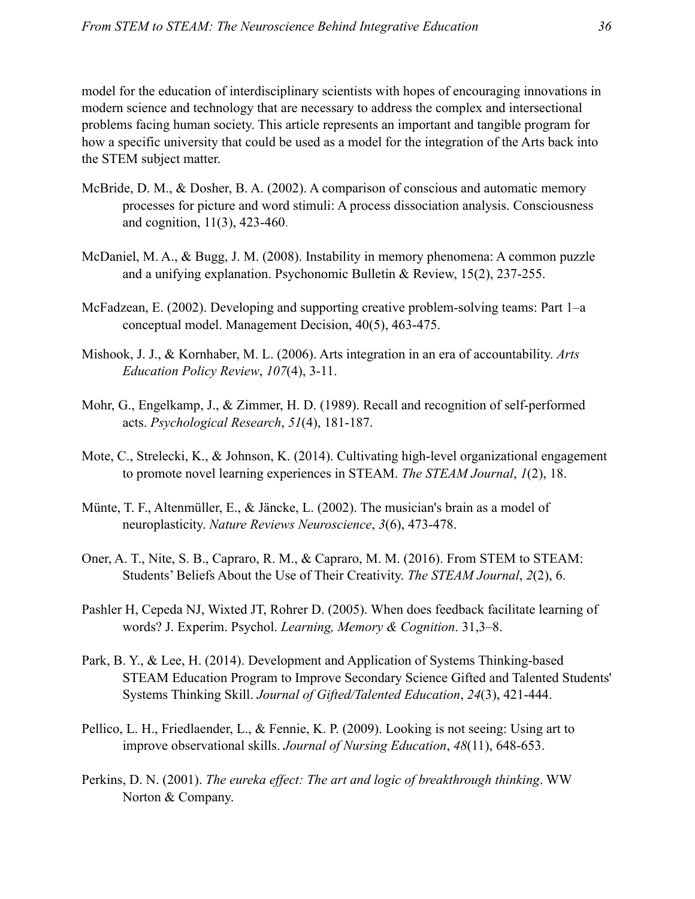model for the education of interdisciplinary scientists with hopes of encouraging innovations in modern science and technology that are necessary to address the complex and intersectional problems facing human society. This article represents an important and tangible program for how a specific university that could be used as a model for the integration of the Arts back into the STEM subject matter.

McBride, D. M., & Dosher, B. A. (2002). A comparison of conscious and automatic memory processes for picture and word stimuli: A process dissociation analysis. Consciousness and cognition, 11(3), 423-460.

McDaniel, M. A., & Bugg, J. M. (2008). Instability in memory phenomena: A common puzzle and a unifying explanation. Psychonomic Bulletin & Review, 15(2), 237-255.

McFadzean, E. (2002). Developing and supporting creative problem-solving teams: Part 1–a conceptual model. Management Decision, 40(5), 463-475.

Mishook, J. J., & Kornhaber, M. L. (2006). Arts integration in an era of accountability. *Arts Education Policy Review*, *107*(4), 3-11.

Mohr, G., Engelkamp, J., & Zimmer, H. D. (1989). Recall and recognition of self-performed acts. *Psychological Research*, *51*(4), 181-187.

Mote, C., Strelecki, K., & Johnson, K. (2014). Cultivating high-level organizational engagement to promote novel learning experiences in STEAM. *The STEAM Journal*, *1*(2), 18.

Münte, T. F., Altenmüller, E., & Jäncke, L. (2002). The musician's brain as a model of neuroplasticity. *Nature Reviews Neuroscience*, *3*(6), 473-478.

Oner, A. T., Nite, S. B., Capraro, R. M., & Capraro, M. M. (2016). From STEM to STEAM: Students' Beliefs About the Use of Their Creativity. *The STEAM Journal*, *2*(2), 6.

Pashler H, Cepeda NJ, Wixted JT, Rohrer D. (2005). When does feedback facilitate learning of words? J. Experim. Psychol. *Learning, Memory & Cognition*. 31,3–8.

Park, B. Y., & Lee, H. (2014). Development and Application of Systems Thinking-based STEAM Education Program to Improve Secondary Science Gifted and Talented Students' Systems Thinking Skill. *Journal of Gifted/Talented Education*, *24*(3), 421-444.

Pellico, L. H., Friedlaender, L., & Fennie, K. P. (2009). Looking is not seeing: Using art to improve observational skills. *Journal of Nursing Education*, *48*(11), 648-653.

Perkins, D. N. (2001). *The eureka effect: The art and logic of breakthrough thinking*. WW Norton & Company.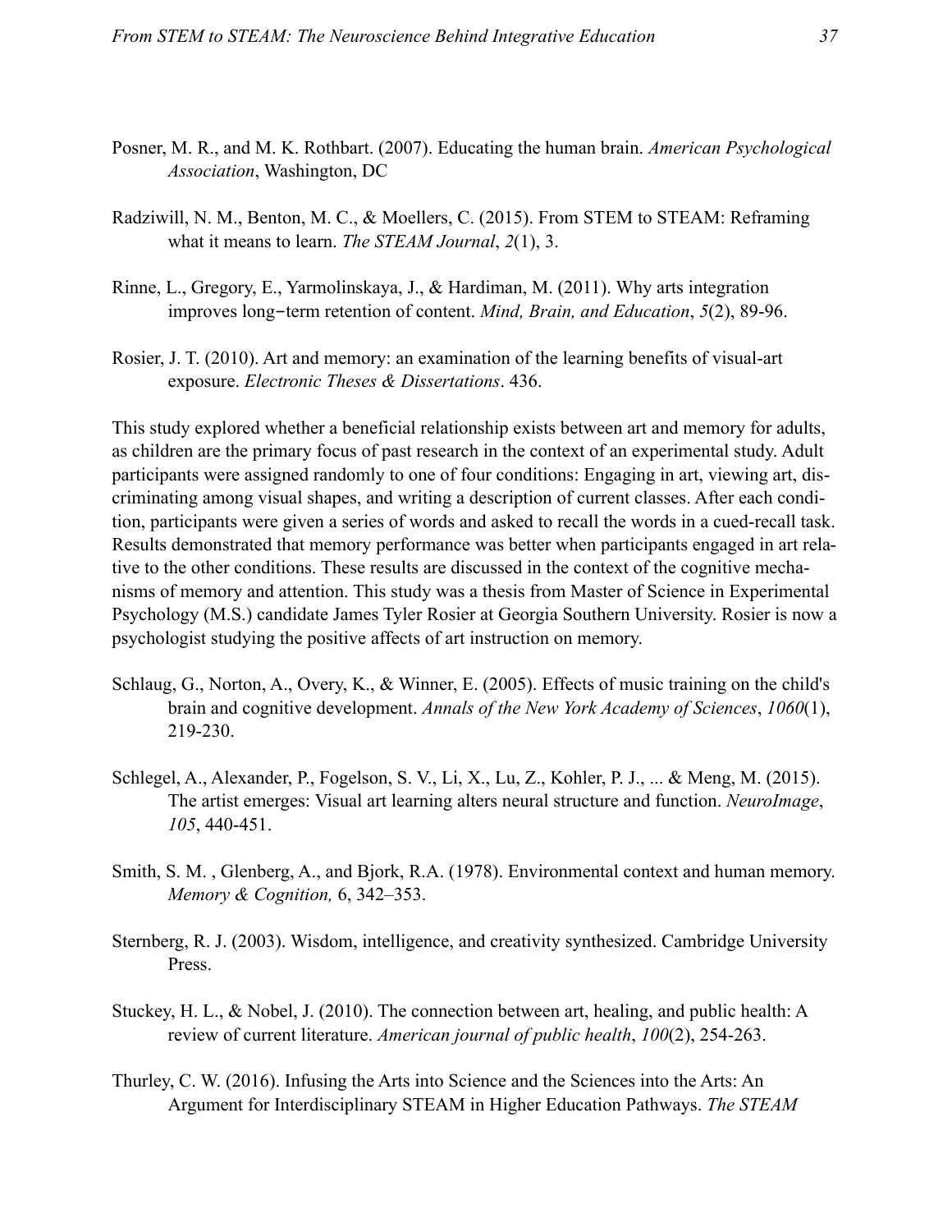Posner, M. R., and M. K. Rothbart. (2007). Educating the human brain. *American Psychological Association*, Washington, DC

Radziwill, N. M., Benton, M. C., & Moellers, C. (2015). From STEM to STEAM: Reframing what it means to learn. *The STEAM Journal*, *2*(1), 3.

Rinne, L., Gregory, E., Yarmolinskaya, J., & Hardiman, M. (2011). Why arts integration improves long‐term retention of content. *Mind, Brain, and Education*, *5*(2), 89-96.

Rosier, J. T. (2010). Art and memory: an examination of the learning benefits of visual-art exposure. *Electronic Theses & Dissertations*. 436.

This study explored whether a beneficial relationship exists between art and memory for adults, as children are the primary focus of past research in the context of an experimental study. Adult participants were assigned randomly to one of four conditions: Engaging in art, viewing art, discriminating among visual shapes, and writing a description of current classes. After each condition, participants were given a series of words and asked to recall the words in a cued-recall task. Results demonstrated that memory performance was better when participants engaged in art relative to the other conditions. These results are discussed in the context of the cognitive mechanisms of memory and attention. This study was a thesis from Master of Science in Experimental Psychology (M.S.) candidate James Tyler Rosier at Georgia Southern University. Rosier is now a psychologist studying the positive affects of art instruction on memory.

Schlaug, G., Norton, A., Overy, K., & Winner, E. (2005). Effects of music training on the child's brain and cognitive development. *Annals of the New York Academy of Sciences*, *1060*(1), 219-230.

Schlegel, A., Alexander, P., Fogelson, S. V., Li, X., Lu, Z., Kohler, P. J., ... & Meng, M. (2015). The artist emerges: Visual art learning alters neural structure and function. *NeuroImage*, *105*, 440-451.

Smith, S. M. , Glenberg, A., and Bjork, R.A. (1978). Environmental context and human memory. *Memory & Cognition,* 6, 342–353.

Sternberg, R. J. (2003). Wisdom, intelligence, and creativity synthesized. Cambridge University Press.

Stuckey, H. L., & Nobel, J. (2010). The connection between art, healing, and public health: A review of current literature. *American journal of public health*, *100*(2), 254-263.

Thurley, C. W. (2016). Infusing the Arts into Science and the Sciences into the Arts: An Argument for Interdisciplinary STEAM in Higher Education Pathways. *The STEAM*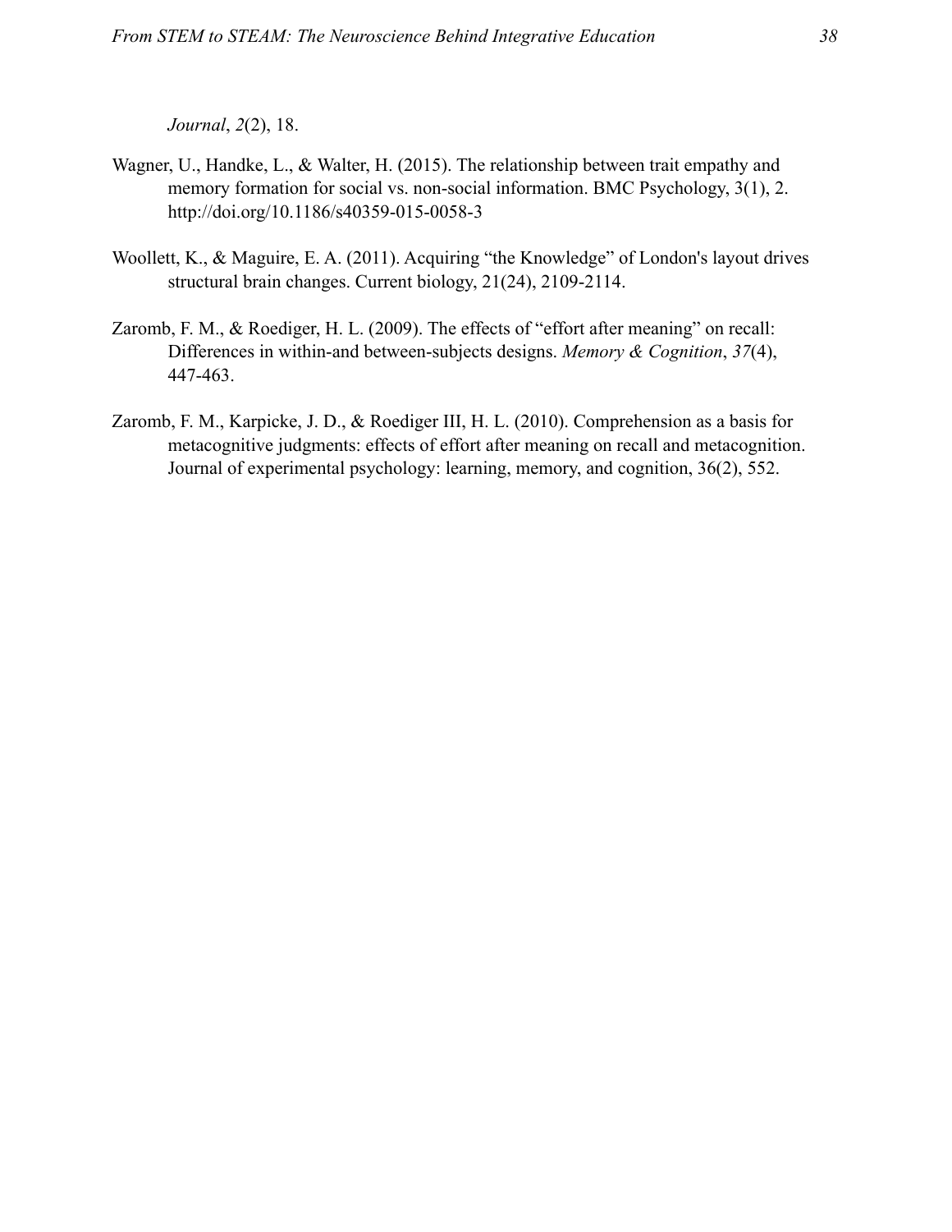*Journal*, *2*(2), 18.

Wagner, U., Handke, L., & Walter, H. (2015). The relationship between trait empathy and memory formation for social vs. non-social information. BMC Psychology, 3(1), 2. http://doi.org/10.1186/s40359-015-0058-3

Woollett, K., & Maguire, E. A. (2011). Acquiring "the Knowledge" of London's layout drives structural brain changes. Current biology, 21(24), 2109-2114.

Zaromb, F. M., & Roediger, H. L. (2009). The effects of "effort after meaning" on recall: Differences in within-and between-subjects designs. *Memory & Cognition*, *37*(4), 447-463.

Zaromb, F. M., Karpicke, J. D., & Roediger III, H. L. (2010). Comprehension as a basis for metacognitive judgments: effects of effort after meaning on recall and metacognition. Journal of experimental psychology: learning, memory, and cognition, 36(2), 552.